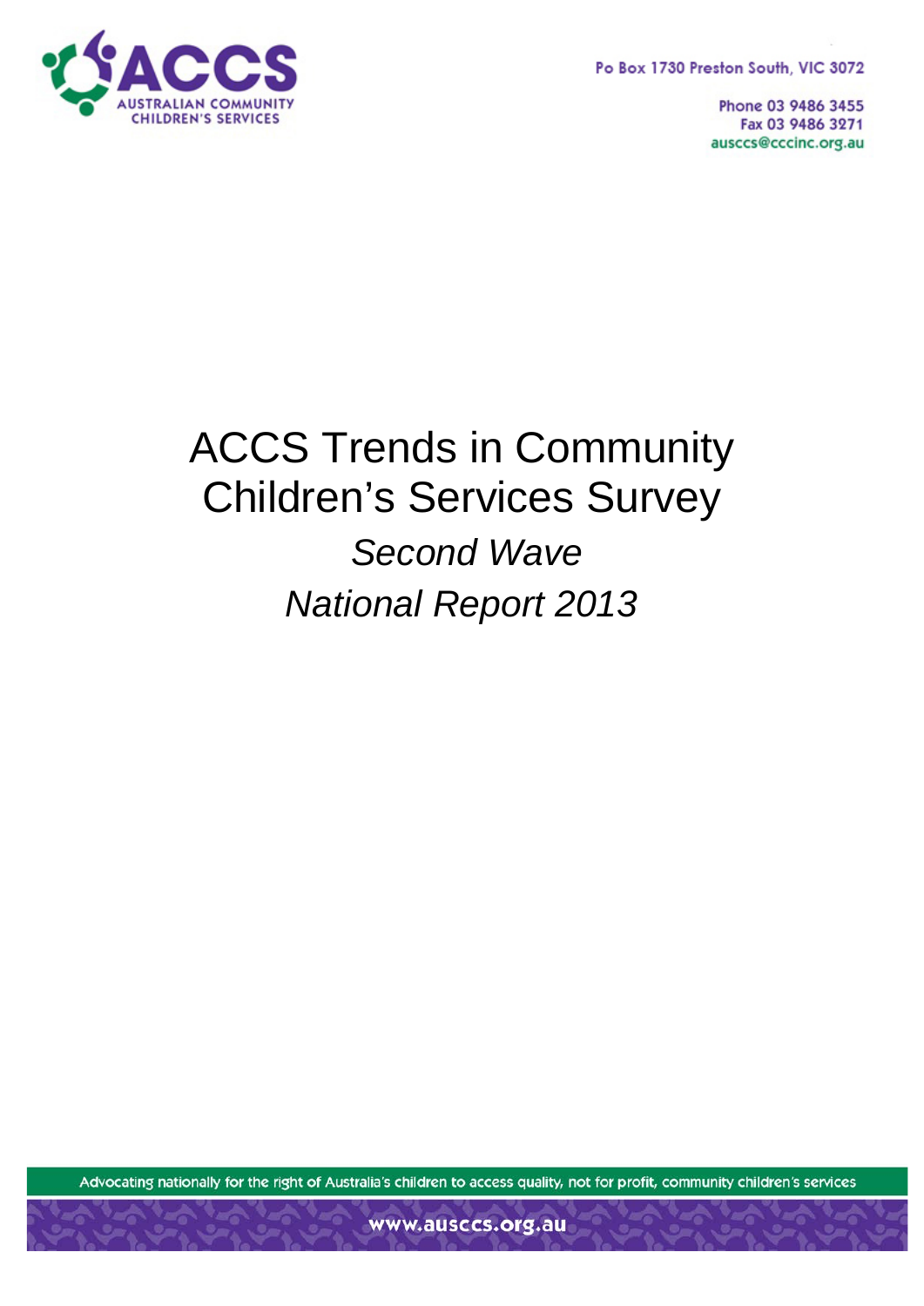ACCS
AUSTRALIAN COMMUNITY CHILDREN'S SERVICES

Po Box 1730 Preston South, VIC 3072

Phone 03 9486 3455
Fax 03 9486 3271
ausccs@cccinc.org.au

# ACCS Trends in Community Children's Services Survey

## *Second Wave*

## *National Report 2013*

Advocating nationally for the right of Australia's children to access quality, not for profit, community children's services

www.ausccs.org.au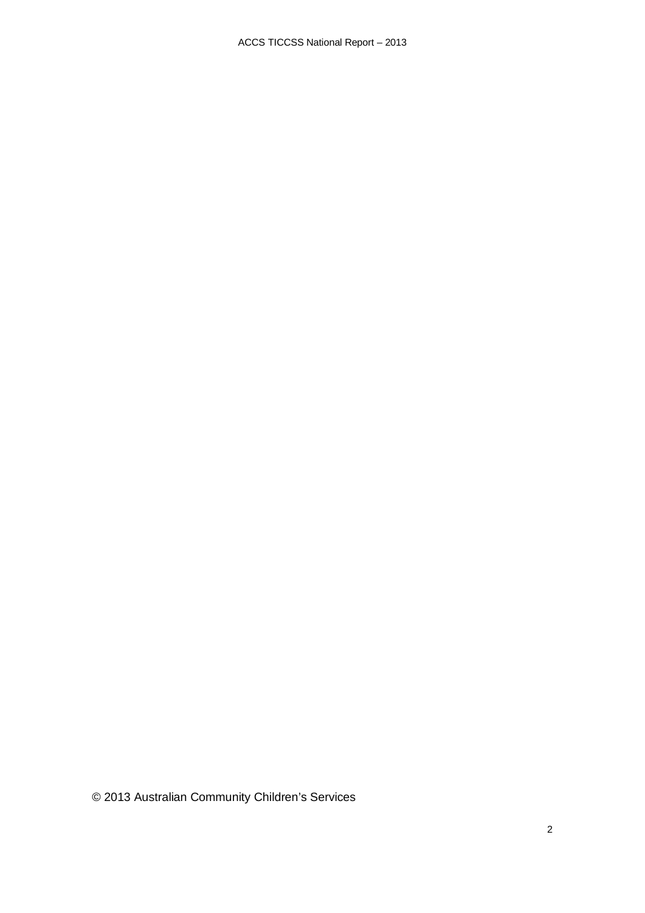© 2013 Australian Community Children's Services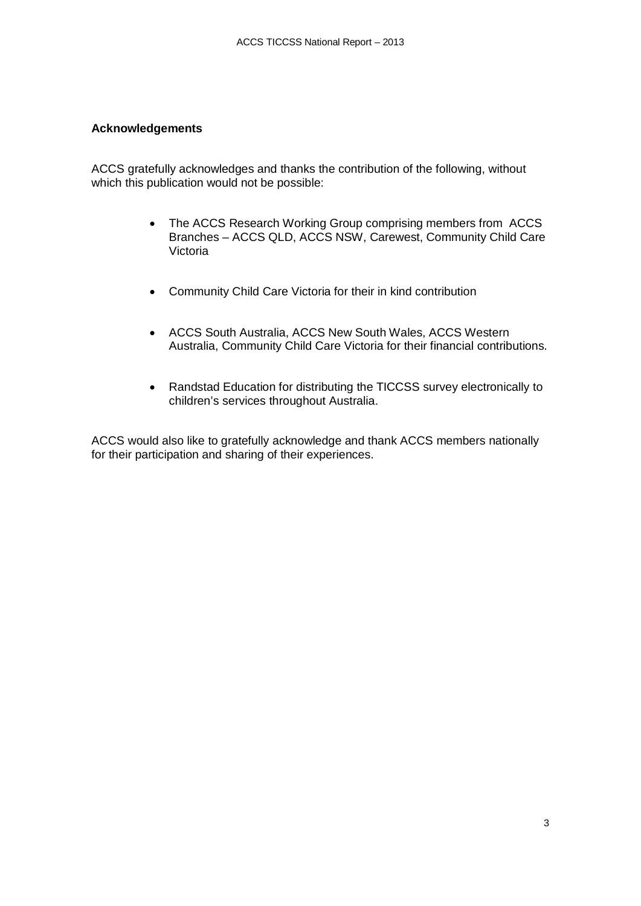## Acknowledgements

ACCS gratefully acknowledges and thanks the contribution of the following, without which this publication would not be possible:

- The ACCS Research Working Group comprising members from ACCS Branches – ACCS QLD, ACCS NSW, Carewest, Community Child Care Victoria
- Community Child Care Victoria for their in kind contribution
- ACCS South Australia, ACCS New South Wales, ACCS Western Australia, Community Child Care Victoria for their financial contributions.
- Randstad Education for distributing the TICCSS survey electronically to children's services throughout Australia.

ACCS would also like to gratefully acknowledge and thank ACCS members nationally for their participation and sharing of their experiences.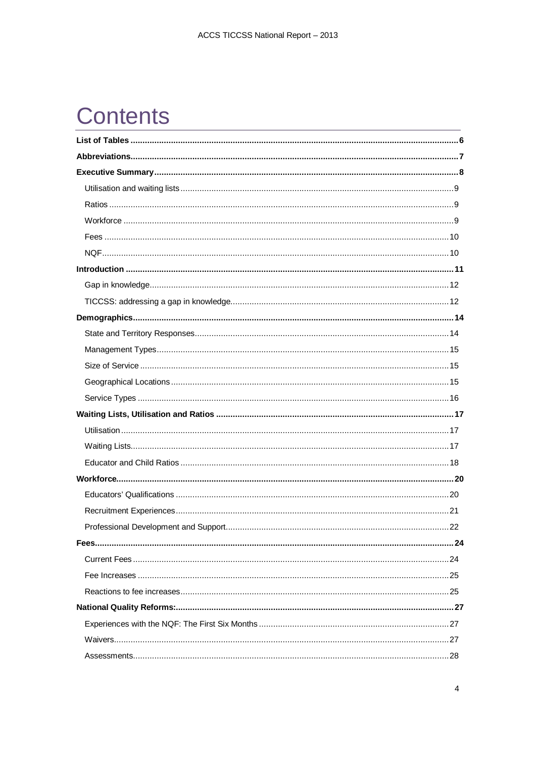# Contents

**List of Tables** ........ 6

**Abbreviations** ........ 7

**Executive Summary** ........ 8

- Utilisation and waiting lists ........ 9
- Ratios ........ 9
- Workforce ........ 9
- Fees ........ 10
- NQF ........ 10

**Introduction** ........ 11

- Gap in knowledge ........ 12
- TICCSS: addressing a gap in knowledge ........ 12

**Demographics** ........ 14

- State and Territory Responses ........ 14
- Management Types ........ 15
- Size of Service ........ 15
- Geographical Locations ........ 15
- Service Types ........ 16

**Waiting Lists, Utilisation and Ratios** ........ 17

- Utilisation ........ 17
- Waiting Lists ........ 17
- Educator and Child Ratios ........ 18

**Workforce** ........ 20

- Educators' Qualifications ........ 20
- Recruitment Experiences ........ 21
- Professional Development and Support ........ 22

**Fees** ........ 24

- Current Fees ........ 24
- Fee Increases ........ 25
- Reactions to fee increases ........ 25

**National Quality Reforms:** ........ 27

- Experiences with the NQF: The First Six Months ........ 27
- Waivers ........ 27
- Assessments ........ 28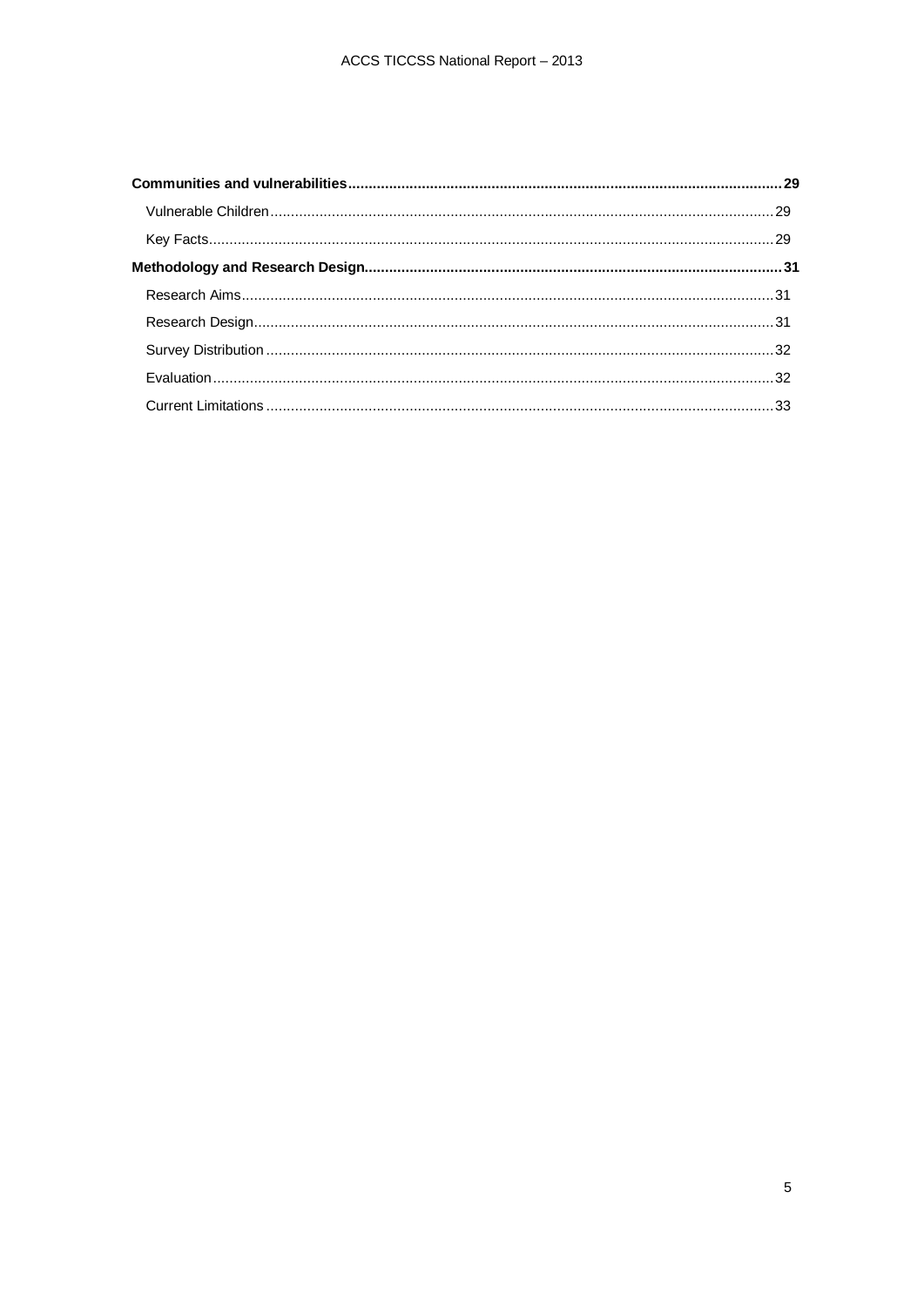**Communities and vulnerabilities** .......... **29**

- Vulnerable Children .......... 29
- Key Facts .......... 29

**Methodology and Research Design** .......... **31**

- Research Aims .......... 31
- Research Design .......... 31
- Survey Distribution .......... 32
- Evaluation .......... 32
- Current Limitations .......... 33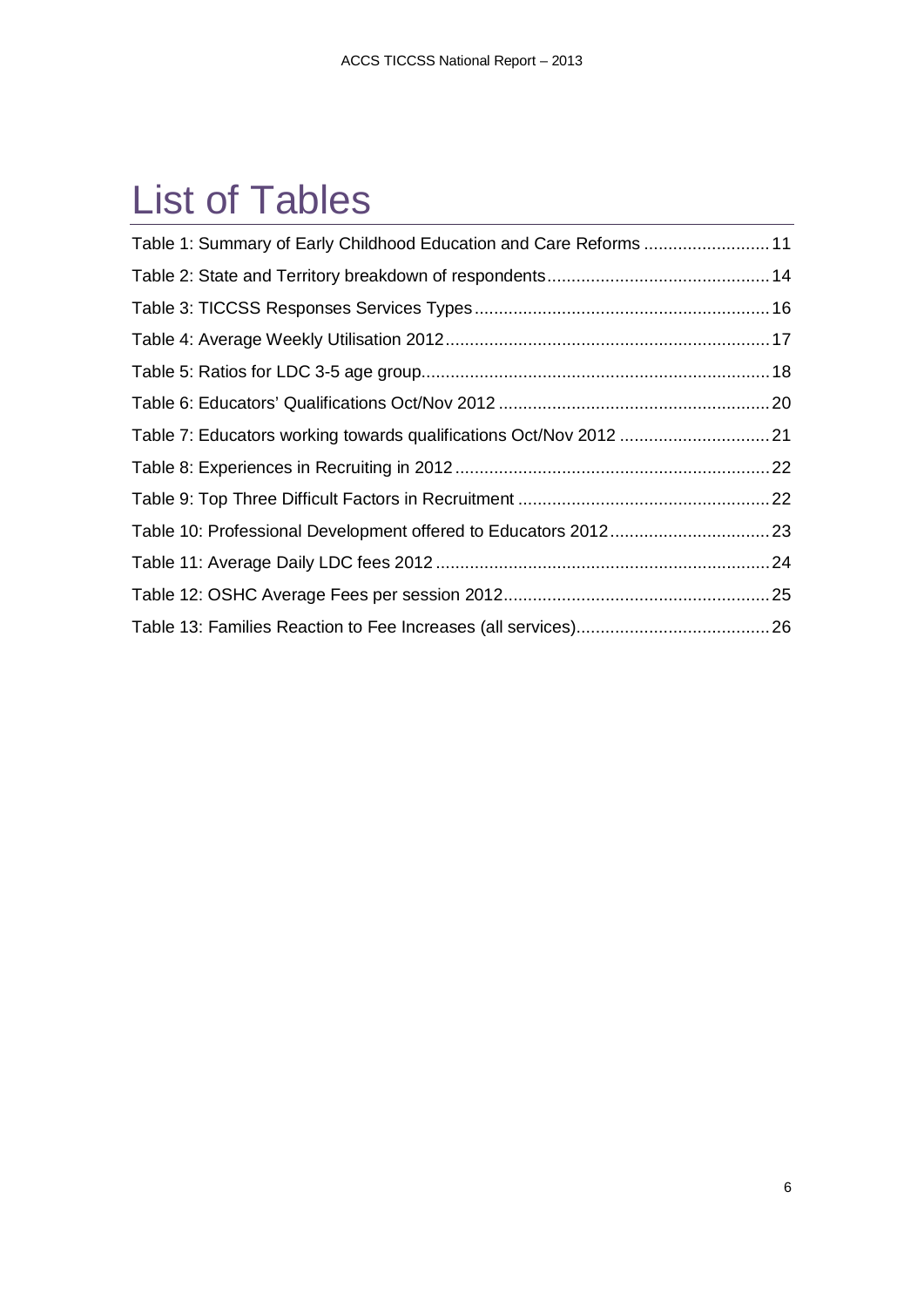# List of Tables

Table 1: Summary of Early Childhood Education and Care Reforms .......................... 11

Table 2: State and Territory breakdown of respondents.............................................. 14

Table 3: TICCSS Responses Services Types ............................................................. 16

Table 4: Average Weekly Utilisation 2012 .................................................................. 17

Table 5: Ratios for LDC 3-5 age group ....................................................................... 18

Table 6: Educators' Qualifications Oct/Nov 2012 ....................................................... 20

Table 7: Educators working towards qualifications Oct/Nov 2012 ............................... 21

Table 8: Experiences in Recruiting in 2012 ................................................................. 22

Table 9: Top Three Difficult Factors in Recruitment .................................................... 22

Table 10: Professional Development offered to Educators 2012 ................................. 23

Table 11: Average Daily LDC fees 2012 ..................................................................... 24

Table 12: OSHC Average Fees per session 2012 ....................................................... 25

Table 13: Families Reaction to Fee Increases (all services) ........................................ 26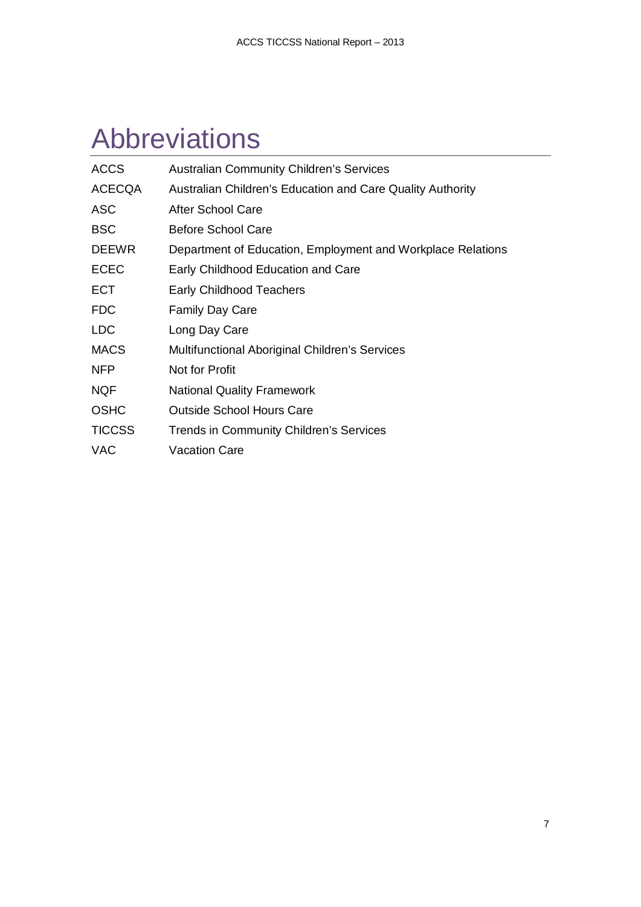# Abbreviations

| | |
|---|---|
| ACCS | Australian Community Children's Services |
| ACECQA | Australian Children's Education and Care Quality Authority |
| ASC | After School Care |
| BSC | Before School Care |
| DEEWR | Department of Education, Employment and Workplace Relations |
| ECEC | Early Childhood Education and Care |
| ECT | Early Childhood Teachers |
| FDC | Family Day Care |
| LDC | Long Day Care |
| MACS | Multifunctional Aboriginal Children's Services |
| NFP | Not for Profit |
| NQF | National Quality Framework |
| OSHC | Outside School Hours Care |
| TICCSS | Trends in Community Children's Services |
| VAC | Vacation Care |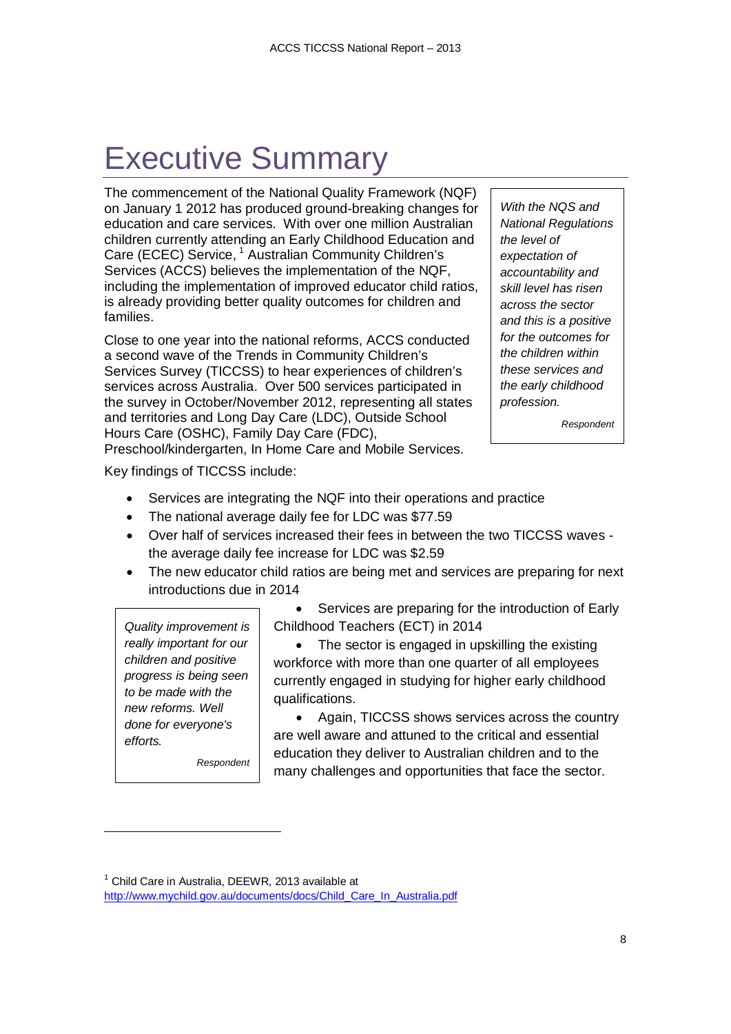# Executive Summary

The commencement of the National Quality Framework (NQF) on January 1 2012 has produced ground-breaking changes for education and care services. With over one million Australian children currently attending an Early Childhood Education and Care (ECEC) Service,[1] Australian Community Children's Services (ACCS) believes the implementation of the NQF, including the implementation of improved educator child ratios, is already providing better quality outcomes for children and families.

> *With the NQS and National Regulations the level of expectation of accountability and skill level has risen across the sector and this is a positive for the outcomes for the children within these services and the early childhood profession.*
>
> Respondent

Close to one year into the national reforms, ACCS conducted a second wave of the Trends in Community Children's Services Survey (TICCSS) to hear experiences of children's services across Australia. Over 500 services participated in the survey in October/November 2012, representing all states and territories and Long Day Care (LDC), Outside School Hours Care (OSHC), Family Day Care (FDC), Preschool/kindergarten, In Home Care and Mobile Services.

Key findings of TICCSS include:

- Services are integrating the NQF into their operations and practice
- The national average daily fee for LDC was $77.59
- Over half of services increased their fees in between the two TICCSS waves - the average daily fee increase for LDC was $2.59
- The new educator child ratios are being met and services are preparing for next introductions due in 2014
- Services are preparing for the introduction of Early Childhood Teachers (ECT) in 2014
- The sector is engaged in upskilling the existing workforce with more than one quarter of all employees currently engaged in studying for higher early childhood qualifications.
- Again, TICCSS shows services across the country are well aware and attuned to the critical and essential education they deliver to Australian children and to the many challenges and opportunities that face the sector.

> *Quality improvement is really important for our children and positive progress is being seen to be made with the new reforms. Well done for everyone's efforts.*
>
> Respondent

[1] Child Care in Australia, DEEWR, 2013 available at http://www.mychild.gov.au/documents/docs/Child_Care_In_Australia.pdf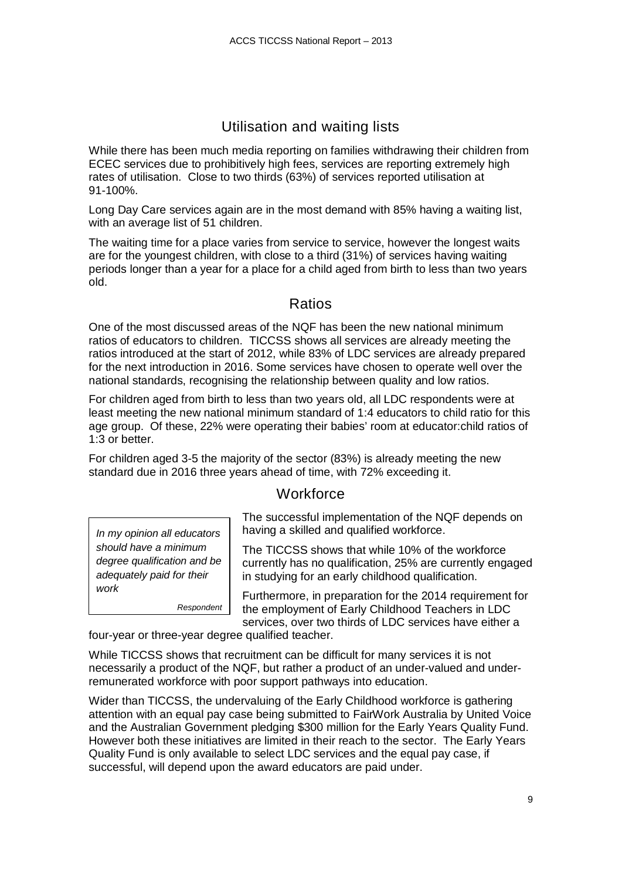## Utilisation and waiting lists

While there has been much media reporting on families withdrawing their children from ECEC services due to prohibitively high fees, services are reporting extremely high rates of utilisation. Close to two thirds (63%) of services reported utilisation at 91-100%.

Long Day Care services again are in the most demand with 85% having a waiting list, with an average list of 51 children.

The waiting time for a place varies from service to service, however the longest waits are for the youngest children, with close to a third (31%) of services having waiting periods longer than a year for a place for a child aged from birth to less than two years old.

## Ratios

One of the most discussed areas of the NQF has been the new national minimum ratios of educators to children. TICCSS shows all services are already meeting the ratios introduced at the start of 2012, while 83% of LDC services are already prepared for the next introduction in 2016. Some services have chosen to operate well over the national standards, recognising the relationship between quality and low ratios.

For children aged from birth to less than two years old, all LDC respondents were at least meeting the new national minimum standard of 1:4 educators to child ratio for this age group. Of these, 22% were operating their babies' room at educator:child ratios of 1:3 or better.

For children aged 3-5 the majority of the sector (83%) is already meeting the new standard due in 2016 three years ahead of time, with 72% exceeding it.

## Workforce

> *In my opinion all educators should have a minimum degree qualification and be adequately paid for their work*
>
> *Respondent*

The successful implementation of the NQF depends on having a skilled and qualified workforce.

The TICCSS shows that while 10% of the workforce currently has no qualification, 25% are currently engaged in studying for an early childhood qualification.

Furthermore, in preparation for the 2014 requirement for the employment of Early Childhood Teachers in LDC services, over two thirds of LDC services have either a four-year or three-year degree qualified teacher.

While TICCSS shows that recruitment can be difficult for many services it is not necessarily a product of the NQF, but rather a product of an under-valued and under-remunerated workforce with poor support pathways into education.

Wider than TICCSS, the undervaluing of the Early Childhood workforce is gathering attention with an equal pay case being submitted to FairWork Australia by United Voice and the Australian Government pledging $300 million for the Early Years Quality Fund. However both these initiatives are limited in their reach to the sector. The Early Years Quality Fund is only available to select LDC services and the equal pay case, if successful, will depend upon the award educators are paid under.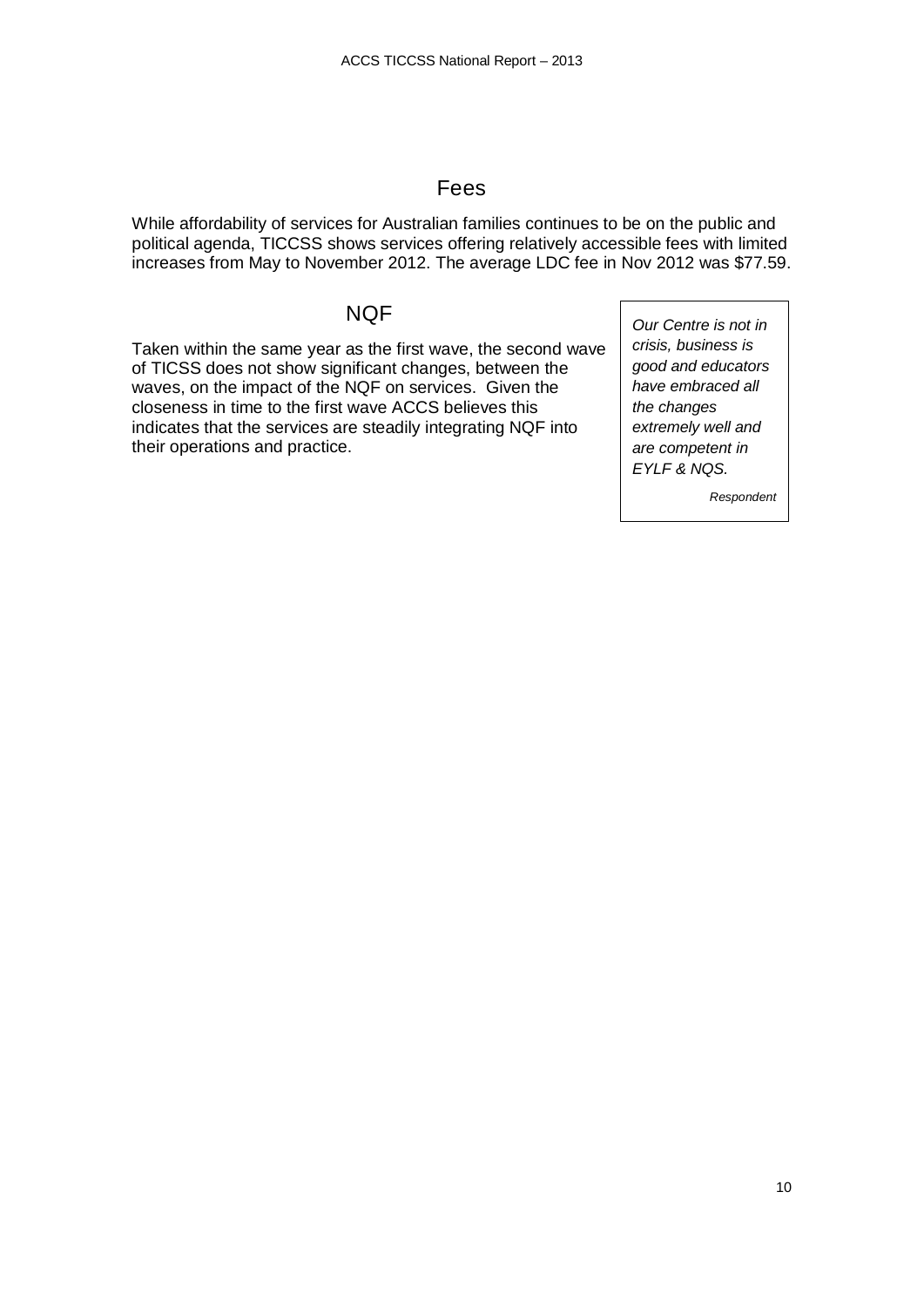## Fees

While affordability of services for Australian families continues to be on the public and political agenda, TICCSS shows services offering relatively accessible fees with limited increases from May to November 2012. The average LDC fee in Nov 2012 was $77.59.

## NQF

Taken within the same year as the first wave, the second wave of TICSS does not show significant changes, between the waves, on the impact of the NQF on services. Given the closeness in time to the first wave ACCS believes this indicates that the services are steadily integrating NQF into their operations and practice.

> *Our Centre is not in crisis, business is good and educators have embraced all the changes extremely well and are competent in EYLF & NQS.*
>
> *Respondent*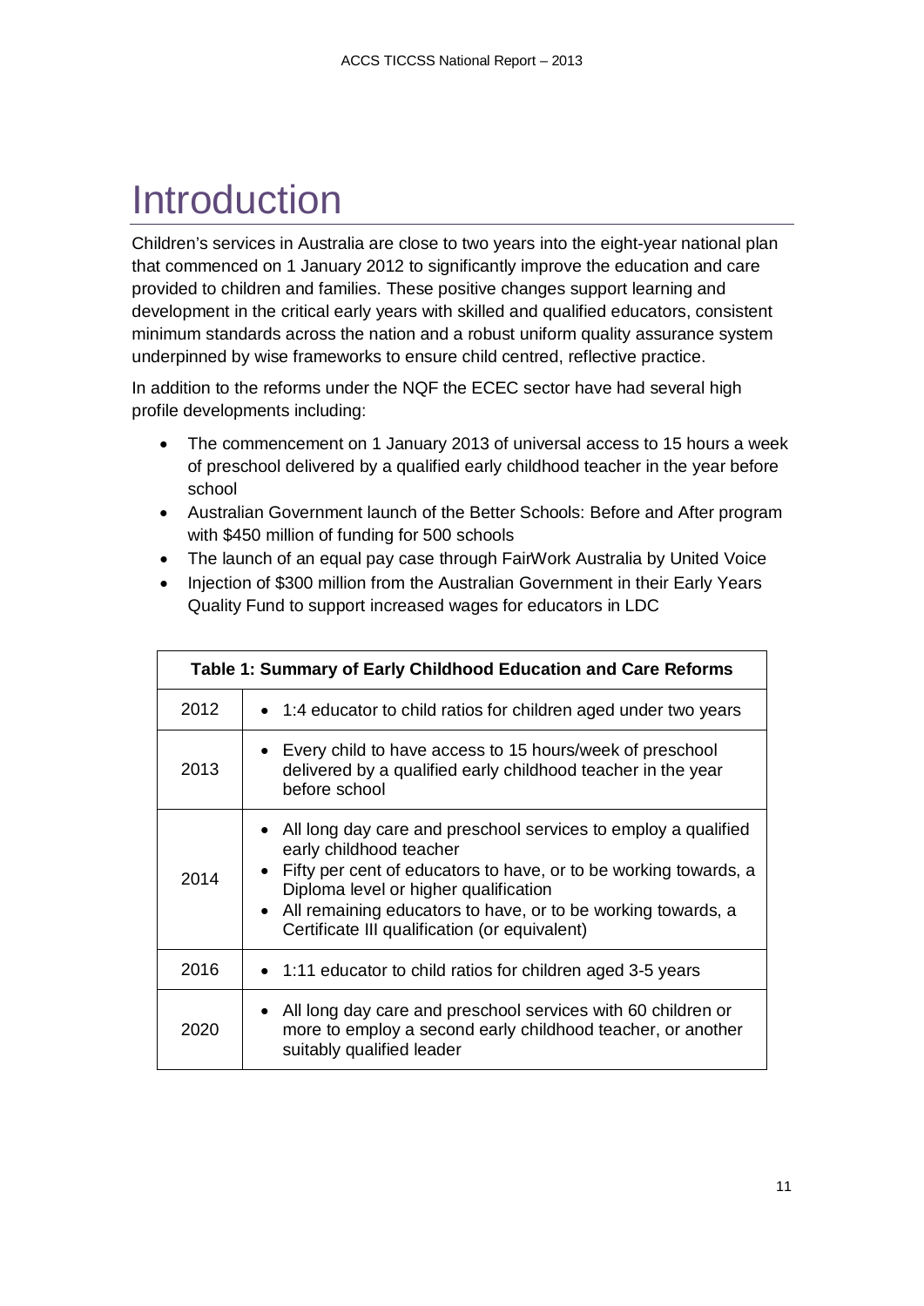# Introduction

Children's services in Australia are close to two years into the eight-year national plan that commenced on 1 January 2012 to significantly improve the education and care provided to children and families. These positive changes support learning and development in the critical early years with skilled and qualified educators, consistent minimum standards across the nation and a robust uniform quality assurance system underpinned by wise frameworks to ensure child centred, reflective practice.

In addition to the reforms under the NQF the ECEC sector have had several high profile developments including:

- The commencement on 1 January 2013 of universal access to 15 hours a week of preschool delivered by a qualified early childhood teacher in the year before school
- Australian Government launch of the Better Schools: Before and After program with $450 million of funding for 500 schools
- The launch of an equal pay case through FairWork Australia by United Voice
- Injection of $300 million from the Australian Government in their Early Years Quality Fund to support increased wages for educators in LDC

| Table 1: Summary of Early Childhood Education and Care Reforms | |
|---|---|
| 2012 | • 1:4 educator to child ratios for children aged under two years |
| 2013 | • Every child to have access to 15 hours/week of preschool delivered by a qualified early childhood teacher in the year before school |
| 2014 | • All long day care and preschool services to employ a qualified early childhood teacher<br>• Fifty per cent of educators to have, or to be working towards, a Diploma level or higher qualification<br>• All remaining educators to have, or to be working towards, a Certificate III qualification (or equivalent) |
| 2016 | • 1:11 educator to child ratios for children aged 3-5 years |
| 2020 | • All long day care and preschool services with 60 children or more to employ a second early childhood teacher, or another suitably qualified leader |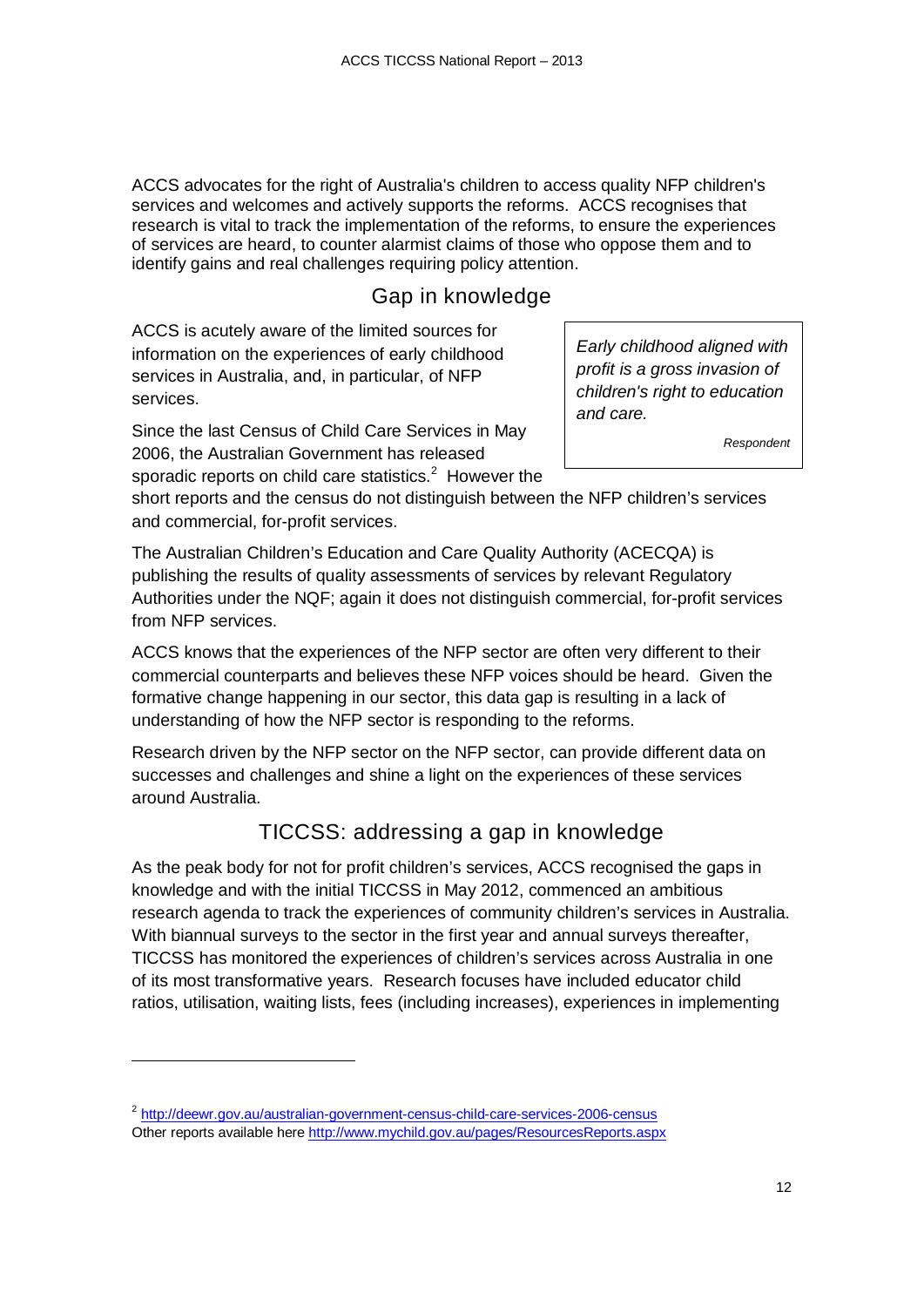ACCS advocates for the right of Australia's children to access quality NFP children's services and welcomes and actively supports the reforms. ACCS recognises that research is vital to track the implementation of the reforms, to ensure the experiences of services are heard, to counter alarmist claims of those who oppose them and to identify gains and real challenges requiring policy attention.

## Gap in knowledge

ACCS is acutely aware of the limited sources for information on the experiences of early childhood services in Australia, and, in particular, of NFP services.

> *Early childhood aligned with profit is a gross invasion of children's right to education and care.*
>
> *Respondent*

Since the last Census of Child Care Services in May 2006, the Australian Government has released sporadic reports on child care statistics.[2] However the short reports and the census do not distinguish between the NFP children's services and commercial, for-profit services.

The Australian Children's Education and Care Quality Authority (ACECQA) is publishing the results of quality assessments of services by relevant Regulatory Authorities under the NQF; again it does not distinguish commercial, for-profit services from NFP services.

ACCS knows that the experiences of the NFP sector are often very different to their commercial counterparts and believes these NFP voices should be heard. Given the formative change happening in our sector, this data gap is resulting in a lack of understanding of how the NFP sector is responding to the reforms.

Research driven by the NFP sector on the NFP sector, can provide different data on successes and challenges and shine a light on the experiences of these services around Australia.

## TICCSS: addressing a gap in knowledge

As the peak body for not for profit children's services, ACCS recognised the gaps in knowledge and with the initial TICCSS in May 2012, commenced an ambitious research agenda to track the experiences of community children's services in Australia. With biannual surveys to the sector in the first year and annual surveys thereafter, TICCSS has monitored the experiences of children's services across Australia in one of its most transformative years. Research focuses have included educator child ratios, utilisation, waiting lists, fees (including increases), experiences in implementing

---

[2] http://deewr.gov.au/australian-government-census-child-care-services-2006-census
Other reports available here http://www.mychild.gov.au/pages/ResourcesReports.aspx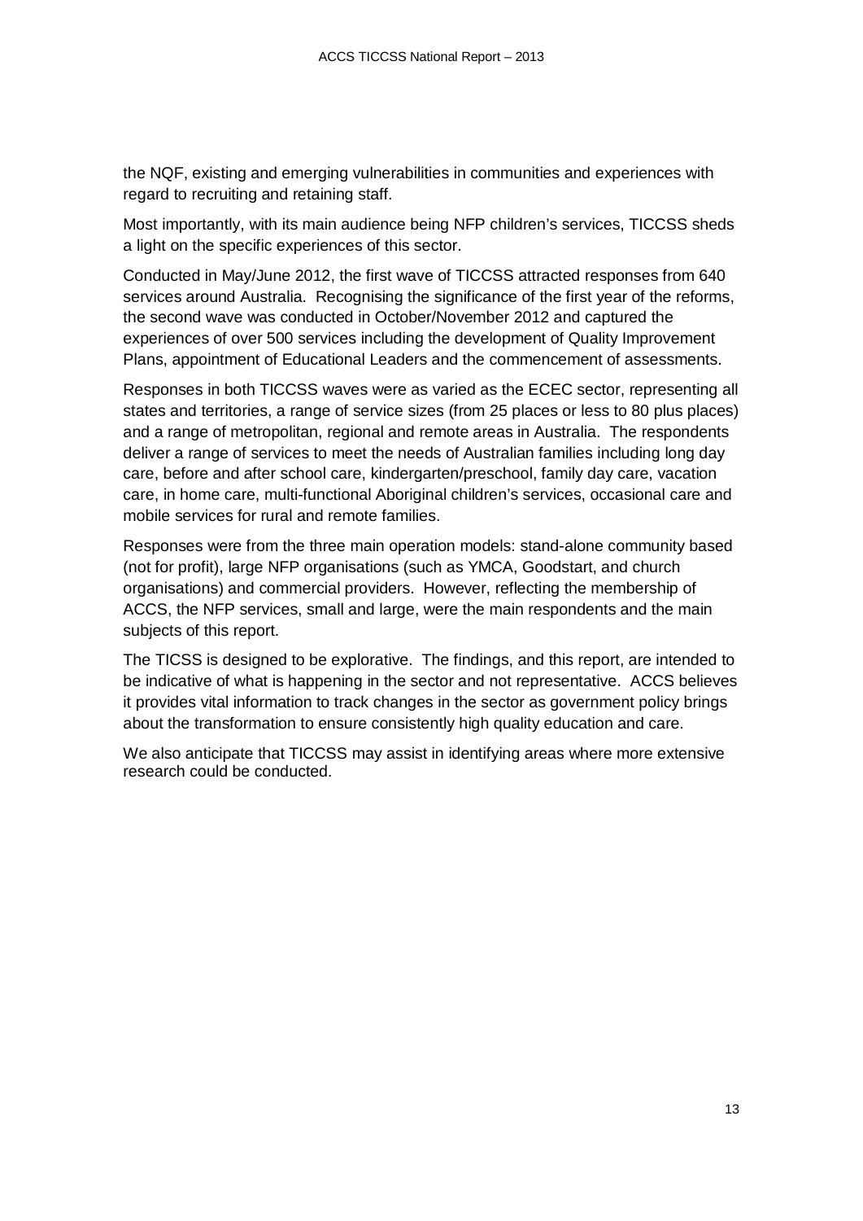the NQF, existing and emerging vulnerabilities in communities and experiences with regard to recruiting and retaining staff.

Most importantly, with its main audience being NFP children's services, TICCSS sheds a light on the specific experiences of this sector.

Conducted in May/June 2012, the first wave of TICCSS attracted responses from 640 services around Australia. Recognising the significance of the first year of the reforms, the second wave was conducted in October/November 2012 and captured the experiences of over 500 services including the development of Quality Improvement Plans, appointment of Educational Leaders and the commencement of assessments.

Responses in both TICCSS waves were as varied as the ECEC sector, representing all states and territories, a range of service sizes (from 25 places or less to 80 plus places) and a range of metropolitan, regional and remote areas in Australia. The respondents deliver a range of services to meet the needs of Australian families including long day care, before and after school care, kindergarten/preschool, family day care, vacation care, in home care, multi-functional Aboriginal children's services, occasional care and mobile services for rural and remote families.

Responses were from the three main operation models: stand-alone community based (not for profit), large NFP organisations (such as YMCA, Goodstart, and church organisations) and commercial providers. However, reflecting the membership of ACCS, the NFP services, small and large, were the main respondents and the main subjects of this report.

The TICSS is designed to be explorative. The findings, and this report, are intended to be indicative of what is happening in the sector and not representative. ACCS believes it provides vital information to track changes in the sector as government policy brings about the transformation to ensure consistently high quality education and care.

We also anticipate that TICCSS may assist in identifying areas where more extensive research could be conducted.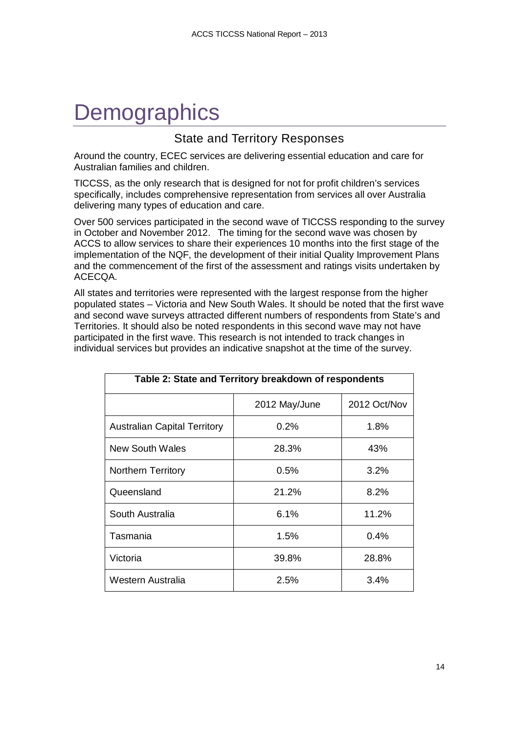# Demographics

## State and Territory Responses

Around the country, ECEC services are delivering essential education and care for Australian families and children.

TICCSS, as the only research that is designed for not for profit children's services specifically, includes comprehensive representation from services all over Australia delivering many types of education and care.

Over 500 services participated in the second wave of TICCSS responding to the survey in October and November 2012. The timing for the second wave was chosen by ACCS to allow services to share their experiences 10 months into the first stage of the implementation of the NQF, the development of their initial Quality Improvement Plans and the commencement of the first of the assessment and ratings visits undertaken by ACECQA.

All states and territories were represented with the largest response from the higher populated states – Victoria and New South Wales. It should be noted that the first wave and second wave surveys attracted different numbers of respondents from State's and Territories. It should also be noted respondents in this second wave may not have participated in the first wave. This research is not intended to track changes in individual services but provides an indicative snapshot at the time of the survey.

**Table 2: State and Territory breakdown of respondents**

| | 2012 May/June | 2012 Oct/Nov |
|---|---|---|
| Australian Capital Territory | 0.2% | 1.8% |
| New South Wales | 28.3% | 43% |
| Northern Territory | 0.5% | 3.2% |
| Queensland | 21.2% | 8.2% |
| South Australia | 6.1% | 11.2% |
| Tasmania | 1.5% | 0.4% |
| Victoria | 39.8% | 28.8% |
| Western Australia | 2.5% | 3.4% |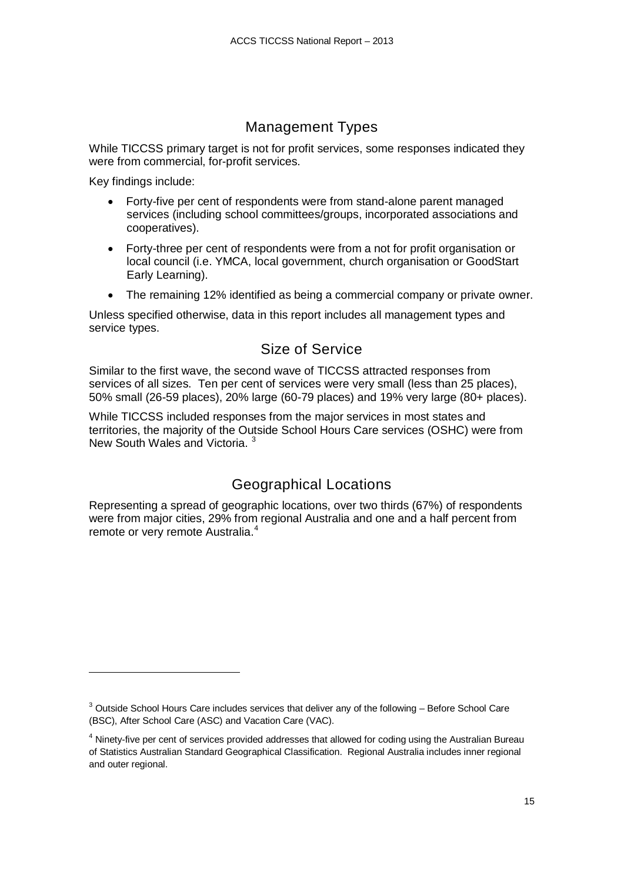## Management Types

While TICCSS primary target is not for profit services, some responses indicated they were from commercial, for-profit services.

Key findings include:

- Forty-five per cent of respondents were from stand-alone parent managed services (including school committees/groups, incorporated associations and cooperatives).
- Forty-three per cent of respondents were from a not for profit organisation or local council (i.e. YMCA, local government, church organisation or GoodStart Early Learning).
- The remaining 12% identified as being a commercial company or private owner.

Unless specified otherwise, data in this report includes all management types and service types.

## Size of Service

Similar to the first wave, the second wave of TICCSS attracted responses from services of all sizes. Ten per cent of services were very small (less than 25 places), 50% small (26-59 places), 20% large (60-79 places) and 19% very large (80+ places).

While TICCSS included responses from the major services in most states and territories, the majority of the Outside School Hours Care services (OSHC) were from New South Wales and Victoria. [3]

## Geographical Locations

Representing a spread of geographic locations, over two thirds (67%) of respondents were from major cities, 29% from regional Australia and one and a half percent from remote or very remote Australia.[4]

---

[3] Outside School Hours Care includes services that deliver any of the following – Before School Care (BSC), After School Care (ASC) and Vacation Care (VAC).

[4] Ninety-five per cent of services provided addresses that allowed for coding using the Australian Bureau of Statistics Australian Standard Geographical Classification. Regional Australia includes inner regional and outer regional.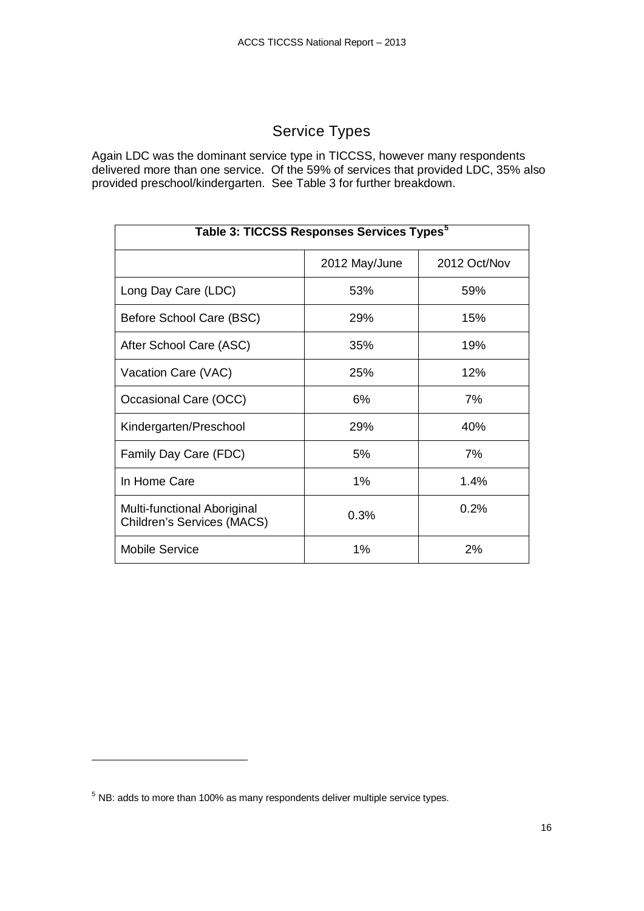## Service Types

Again LDC was the dominant service type in TICCSS, however many respondents delivered more than one service. Of the 59% of services that provided LDC, 35% also provided preschool/kindergarten. See Table 3 for further breakdown.

**Table 3: TICCSS Responses Services Types[5]**

| | 2012 May/June | 2012 Oct/Nov |
|---|---|---|
| Long Day Care (LDC) | 53% | 59% |
| Before School Care (BSC) | 29% | 15% |
| After School Care (ASC) | 35% | 19% |
| Vacation Care (VAC) | 25% | 12% |
| Occasional Care (OCC) | 6% | 7% |
| Kindergarten/Preschool | 29% | 40% |
| Family Day Care (FDC) | 5% | 7% |
| In Home Care | 1% | 1.4% |
| Multi-functional Aboriginal Children's Services (MACS) | 0.3% | 0.2% |
| Mobile Service | 1% | 2% |

[5] NB: adds to more than 100% as many respondents deliver multiple service types.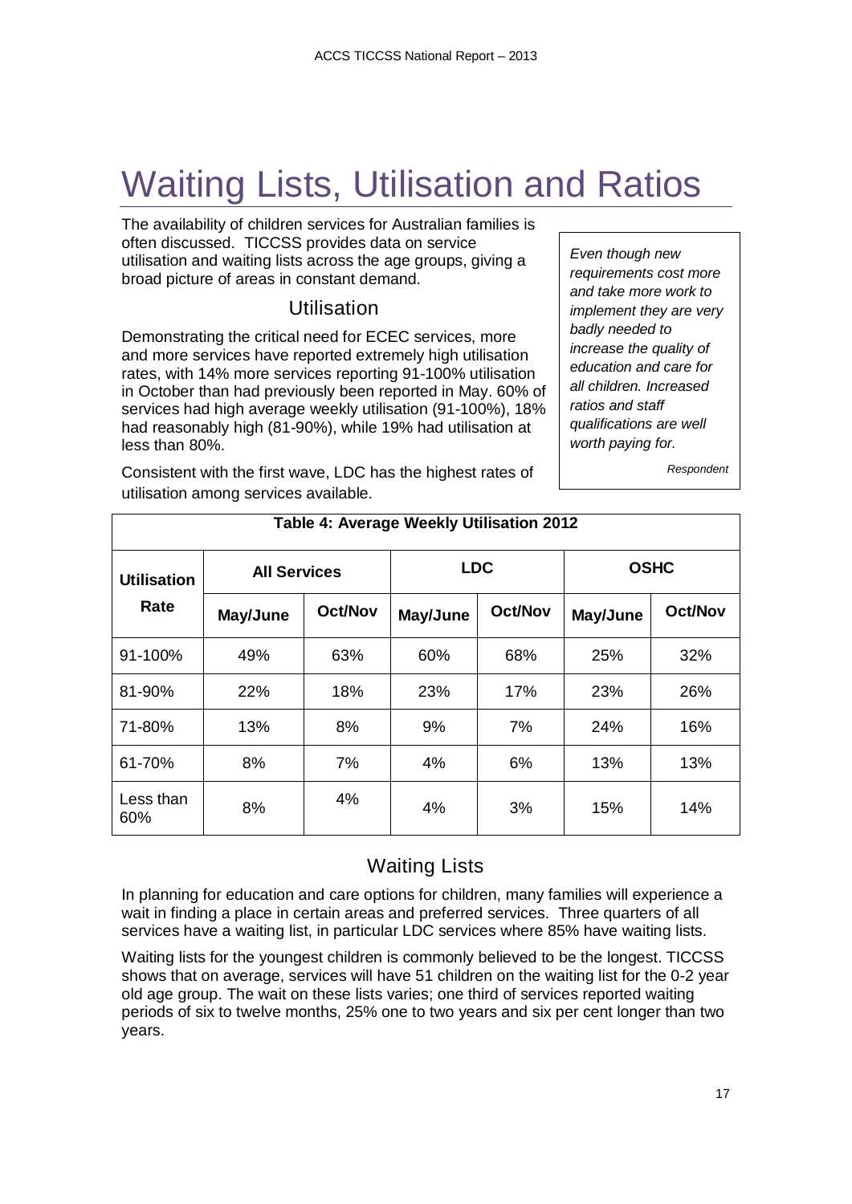# Waiting Lists, Utilisation and Ratios

The availability of children services for Australian families is often discussed. TICCSS provides data on service utilisation and waiting lists across the age groups, giving a broad picture of areas in constant demand.

## Utilisation

Demonstrating the critical need for ECEC services, more and more services have reported extremely high utilisation rates, with 14% more services reporting 91-100% utilisation in October than had previously been reported in May. 60% of services had high average weekly utilisation (91-100%), 18% had reasonably high (81-90%), while 19% had utilisation at less than 80%.

Consistent with the first wave, LDC has the highest rates of utilisation among services available.

> *Even though new requirements cost more and take more work to implement they are very badly needed to increase the quality of education and care for all children. Increased ratios and staff qualifications are well worth paying for.*
>
> Respondent

**Table 4: Average Weekly Utilisation 2012**

| Utilisation Rate | All Services | | LDC | | OSHC | |
|---|---|---|---|---|---|---|
| | May/June | Oct/Nov | May/June | Oct/Nov | May/June | Oct/Nov |
| 91-100% | 49% | 63% | 60% | 68% | 25% | 32% |
| 81-90% | 22% | 18% | 23% | 17% | 23% | 26% |
| 71-80% | 13% | 8% | 9% | 7% | 24% | 16% |
| 61-70% | 8% | 7% | 4% | 6% | 13% | 13% |
| Less than 60% | 8% | 4% | 4% | 3% | 15% | 14% |

## Waiting Lists

In planning for education and care options for children, many families will experience a wait in finding a place in certain areas and preferred services. Three quarters of all services have a waiting list, in particular LDC services where 85% have waiting lists.

Waiting lists for the youngest children is commonly believed to be the longest. TICCSS shows that on average, services will have 51 children on the waiting list for the 0-2 year old age group. The wait on these lists varies; one third of services reported waiting periods of six to twelve months, 25% one to two years and six per cent longer than two years.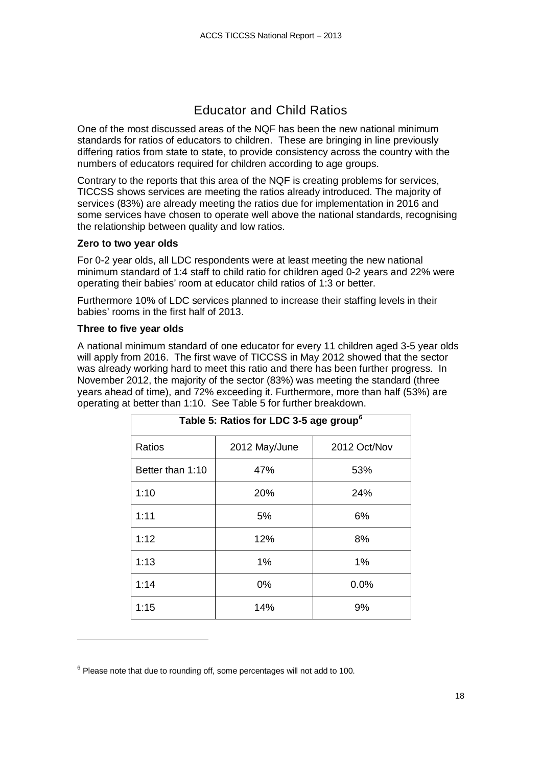## Educator and Child Ratios

One of the most discussed areas of the NQF has been the new national minimum standards for ratios of educators to children. These are bringing in line previously differing ratios from state to state, to provide consistency across the country with the numbers of educators required for children according to age groups.

Contrary to the reports that this area of the NQF is creating problems for services, TICCSS shows services are meeting the ratios already introduced. The majority of services (83%) are already meeting the ratios due for implementation in 2016 and some services have chosen to operate well above the national standards, recognising the relationship between quality and low ratios.

**Zero to two year olds**

For 0-2 year olds, all LDC respondents were at least meeting the new national minimum standard of 1:4 staff to child ratio for children aged 0-2 years and 22% were operating their babies' room at educator child ratios of 1:3 or better.

Furthermore 10% of LDC services planned to increase their staffing levels in their babies' rooms in the first half of 2013.

**Three to five year olds**

A national minimum standard of one educator for every 11 children aged 3-5 year olds will apply from 2016. The first wave of TICCSS in May 2012 showed that the sector was already working hard to meet this ratio and there has been further progress. In November 2012, the majority of the sector (83%) was meeting the standard (three years ahead of time), and 72% exceeding it. Furthermore, more than half (53%) are operating at better than 1:10. See Table 5 for further breakdown.

**Table 5: Ratios for LDC 3-5 age group[6]**

| Ratios | 2012 May/June | 2012 Oct/Nov |
|---|---|---|
| Better than 1:10 | 47% | 53% |
| 1:10 | 20% | 24% |
| 1:11 | 5% | 6% |
| 1:12 | 12% | 8% |
| 1:13 | 1% | 1% |
| 1:14 | 0% | 0.0% |
| 1:15 | 14% | 9% |

[6] Please note that due to rounding off, some percentages will not add to 100.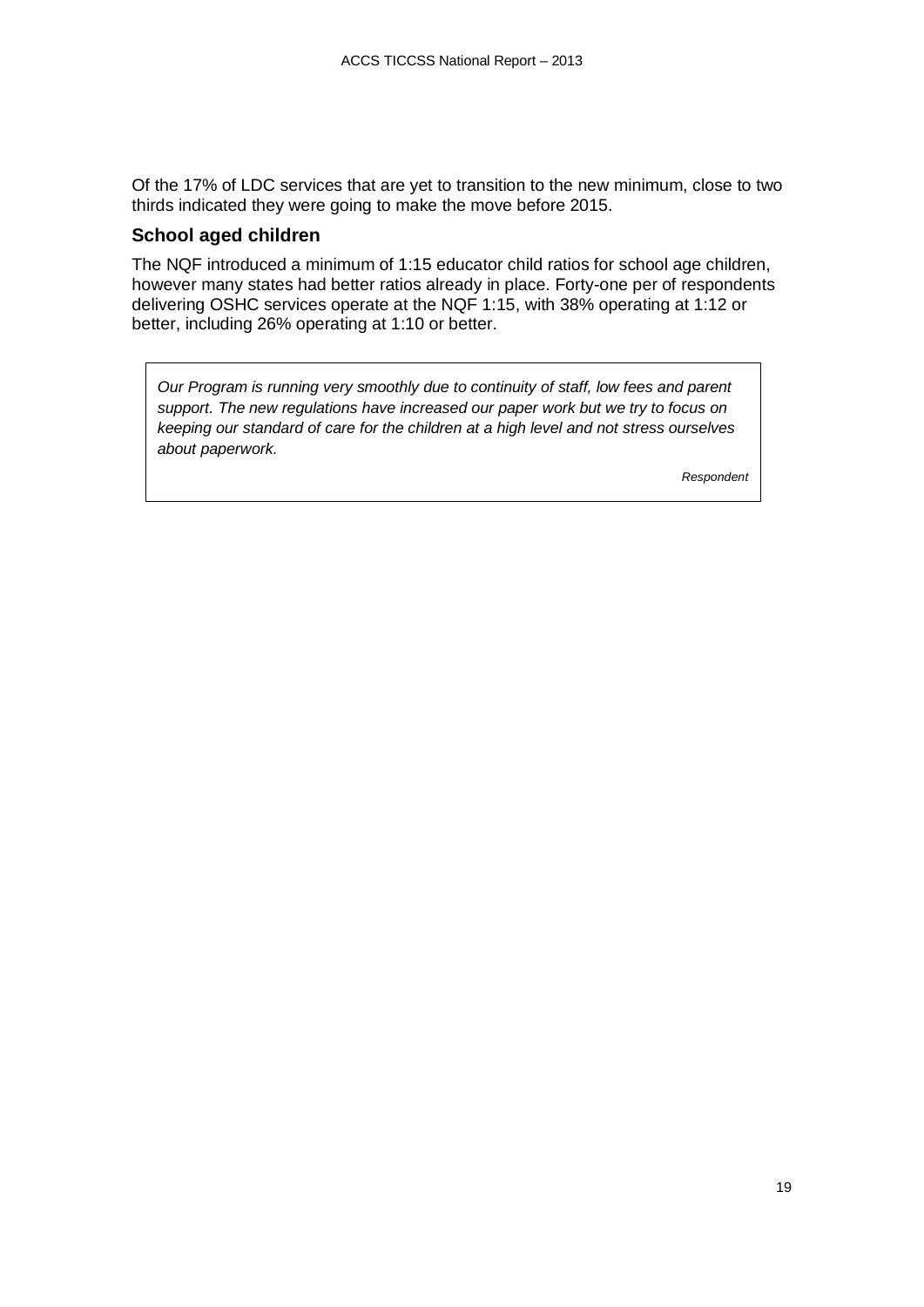Of the 17% of LDC services that are yet to transition to the new minimum, close to two thirds indicated they were going to make the move before 2015.

### School aged children

The NQF introduced a minimum of 1:15 educator child ratios for school age children, however many states had better ratios already in place. Forty-one per of respondents delivering OSHC services operate at the NQF 1:15, with 38% operating at 1:12 or better, including 26% operating at 1:10 or better.

> *Our Program is running very smoothly due to continuity of staff, low fees and parent support. The new regulations have increased our paper work but we try to focus on keeping our standard of care for the children at a high level and not stress ourselves about paperwork.*
>
> *Respondent*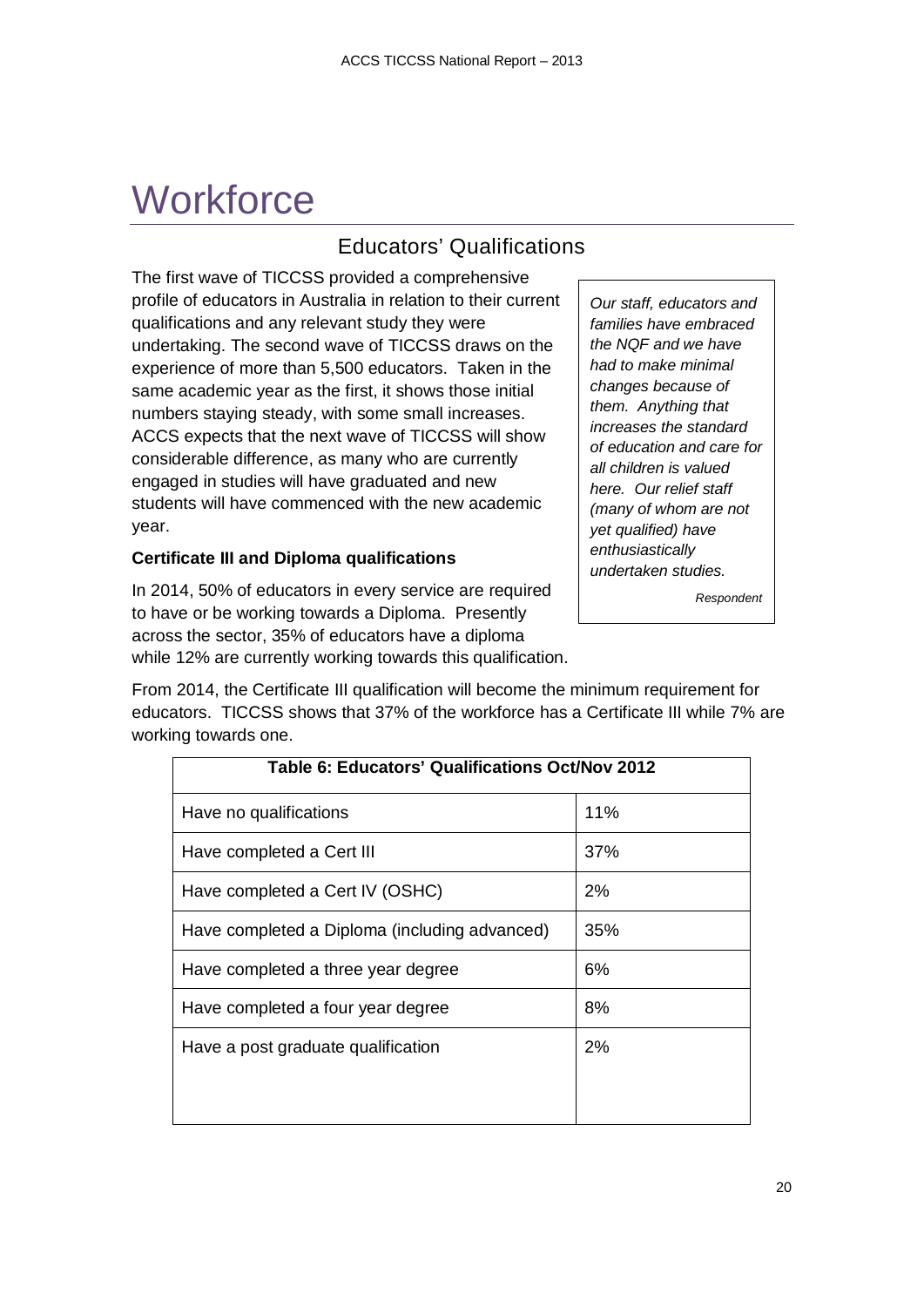# Workforce

## Educators' Qualifications

The first wave of TICCSS provided a comprehensive profile of educators in Australia in relation to their current qualifications and any relevant study they were undertaking. The second wave of TICCSS draws on the experience of more than 5,500 educators. Taken in the same academic year as the first, it shows those initial numbers staying steady, with some small increases. ACCS expects that the next wave of TICCSS will show considerable difference, as many who are currently engaged in studies will have graduated and new students will have commenced with the new academic year.

> *Our staff, educators and families have embraced the NQF and we have had to make minimal changes because of them. Anything that increases the standard of education and care for all children is valued here. Our relief staff (many of whom are not yet qualified) have enthusiastically undertaken studies.*
>
> *Respondent*

### Certificate III and Diploma qualifications

In 2014, 50% of educators in every service are required to have or be working towards a Diploma. Presently across the sector, 35% of educators have a diploma while 12% are currently working towards this qualification.

From 2014, the Certificate III qualification will become the minimum requirement for educators. TICCSS shows that 37% of the workforce has a Certificate III while 7% are working towards one.

| Table 6: Educators' Qualifications Oct/Nov 2012 | |
|---|---|
| Have no qualifications | 11% |
| Have completed a Cert III | 37% |
| Have completed a Cert IV (OSHC) | 2% |
| Have completed a Diploma (including advanced) | 35% |
| Have completed a three year degree | 6% |
| Have completed a four year degree | 8% |
| Have a post graduate qualification | 2% |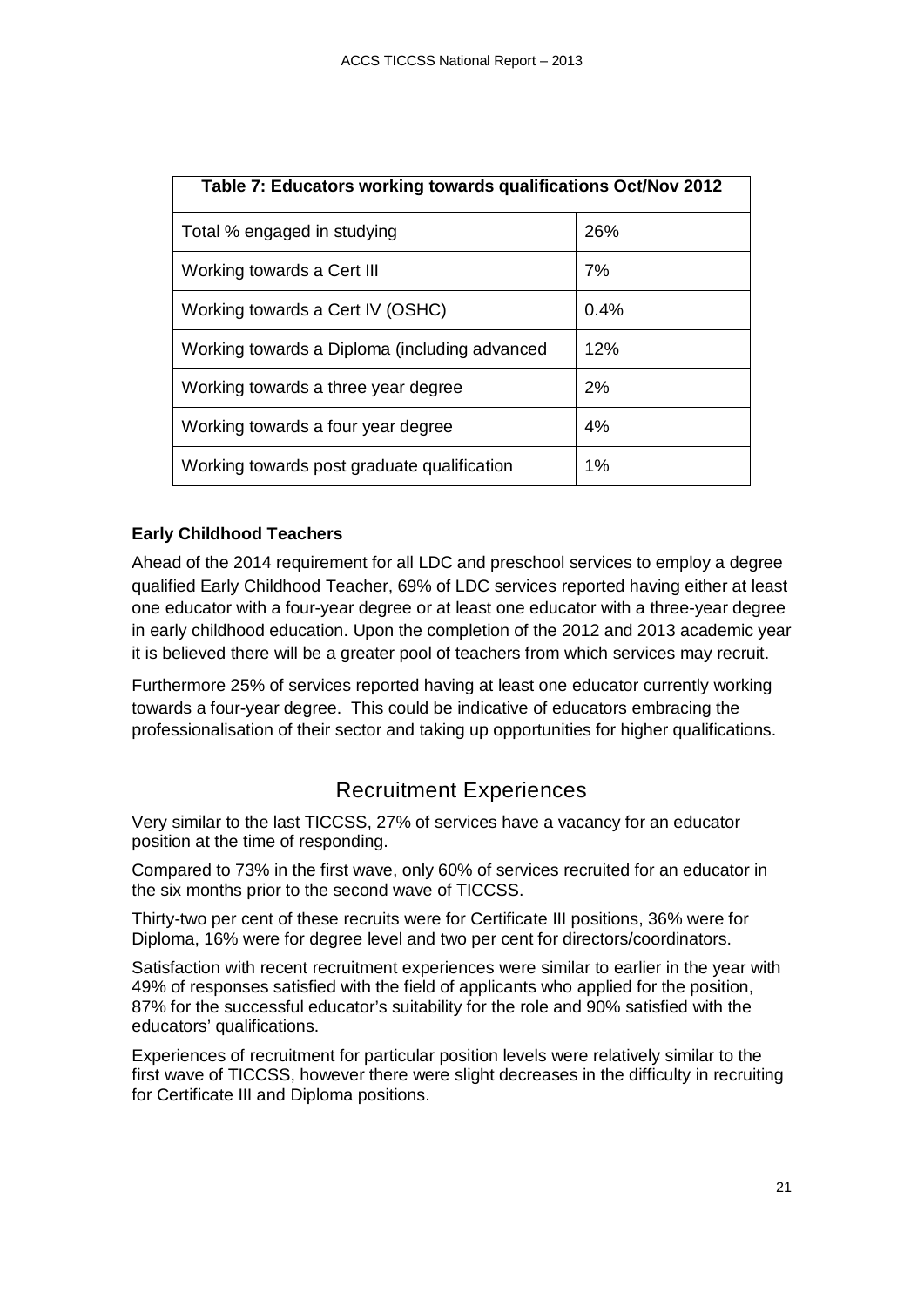| Table 7: Educators working towards qualifications Oct/Nov 2012 | |
|---|---|
| Total % engaged in studying | 26% |
| Working towards a Cert III | 7% |
| Working towards a Cert IV (OSHC) | 0.4% |
| Working towards a Diploma (including advanced | 12% |
| Working towards a three year degree | 2% |
| Working towards a four year degree | 4% |
| Working towards post graduate qualification | 1% |

**Early Childhood Teachers**

Ahead of the 2014 requirement for all LDC and preschool services to employ a degree qualified Early Childhood Teacher, 69% of LDC services reported having either at least one educator with a four-year degree or at least one educator with a three-year degree in early childhood education. Upon the completion of the 2012 and 2013 academic year it is believed there will be a greater pool of teachers from which services may recruit.

Furthermore 25% of services reported having at least one educator currently working towards a four-year degree. This could be indicative of educators embracing the professionalisation of their sector and taking up opportunities for higher qualifications.

## Recruitment Experiences

Very similar to the last TICCSS, 27% of services have a vacancy for an educator position at the time of responding.

Compared to 73% in the first wave, only 60% of services recruited for an educator in the six months prior to the second wave of TICCSS.

Thirty-two per cent of these recruits were for Certificate III positions, 36% were for Diploma, 16% were for degree level and two per cent for directors/coordinators.

Satisfaction with recent recruitment experiences were similar to earlier in the year with 49% of responses satisfied with the field of applicants who applied for the position, 87% for the successful educator's suitability for the role and 90% satisfied with the educators' qualifications.

Experiences of recruitment for particular position levels were relatively similar to the first wave of TICCSS, however there were slight decreases in the difficulty in recruiting for Certificate III and Diploma positions.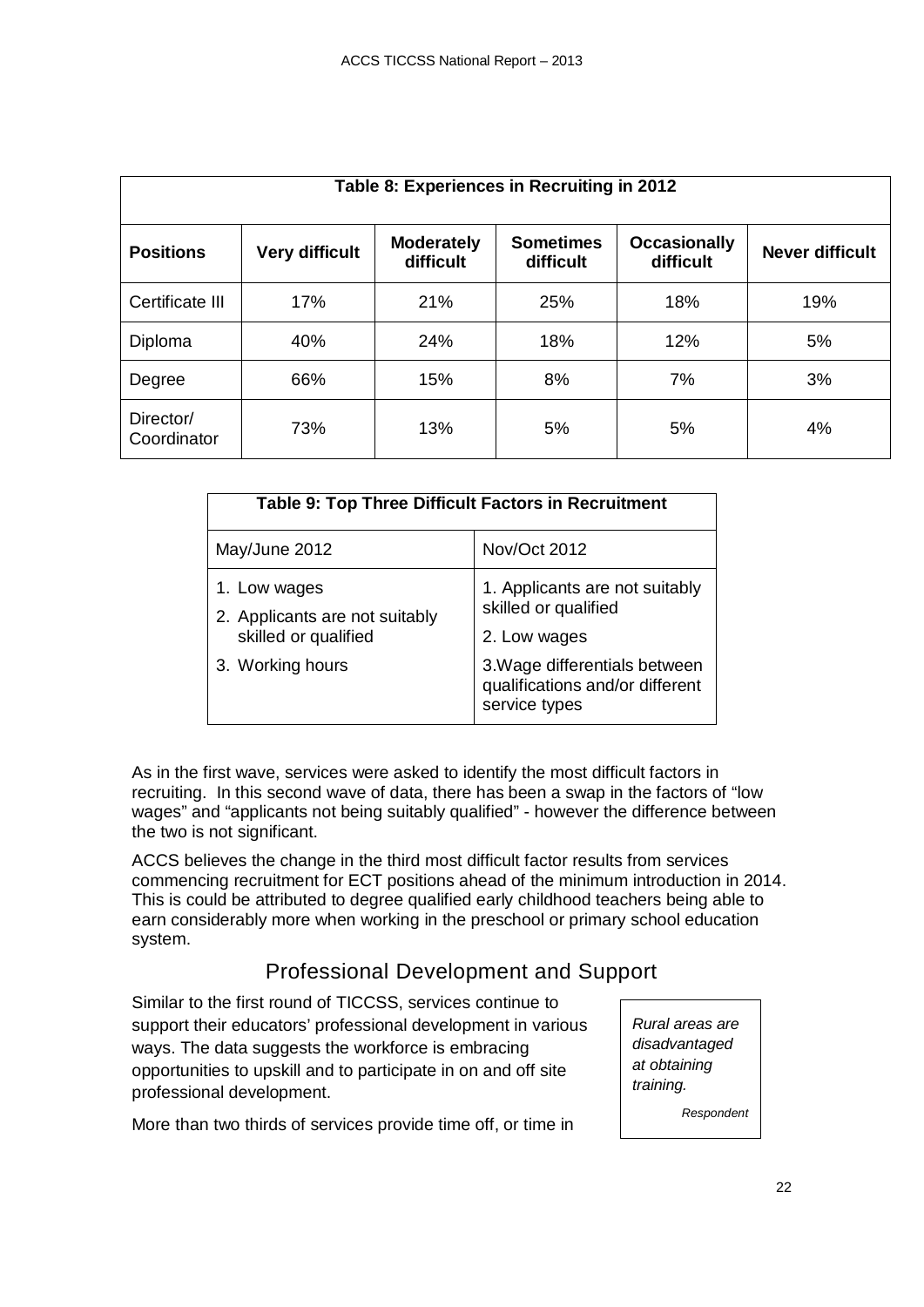**Table 8: Experiences in Recruiting in 2012**

| Positions | Very difficult | Moderately difficult | Sometimes difficult | Occasionally difficult | Never difficult |
|---|---|---|---|---|---|
| Certificate III | 17% | 21% | 25% | 18% | 19% |
| Diploma | 40% | 24% | 18% | 12% | 5% |
| Degree | 66% | 15% | 8% | 7% | 3% |
| Director/ Coordinator | 73% | 13% | 5% | 5% | 4% |

**Table 9: Top Three Difficult Factors in Recruitment**

| May/June 2012 | Nov/Oct 2012 |
|---|---|
| 1. Low wages<br>2. Applicants are not suitably skilled or qualified<br>3. Working hours | 1. Applicants are not suitably skilled or qualified<br>2. Low wages<br>3.Wage differentials between qualifications and/or different service types |

As in the first wave, services were asked to identify the most difficult factors in recruiting. In this second wave of data, there has been a swap in the factors of "low wages" and "applicants not being suitably qualified" - however the difference between the two is not significant.

ACCS believes the change in the third most difficult factor results from services commencing recruitment for ECT positions ahead of the minimum introduction in 2014. This is could be attributed to degree qualified early childhood teachers being able to earn considerably more when working in the preschool or primary school education system.

## Professional Development and Support

Similar to the first round of TICCSS, services continue to support their educators' professional development in various ways. The data suggests the workforce is embracing opportunities to upskill and to participate in on and off site professional development.

> *Rural areas are disadvantaged at obtaining training.*
>
> *Respondent*

More than two thirds of services provide time off, or time in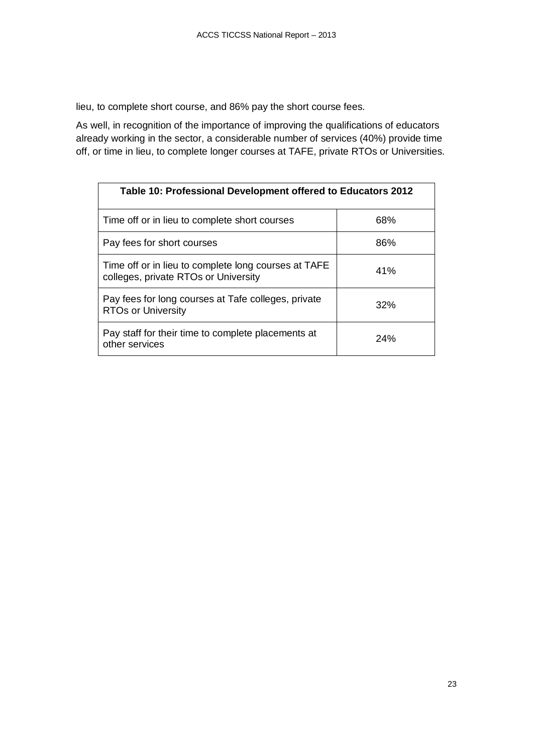lieu, to complete short course, and 86% pay the short course fees.

As well, in recognition of the importance of improving the qualifications of educators already working in the sector, a considerable number of services (40%) provide time off, or time in lieu, to complete longer courses at TAFE, private RTOs or Universities.

| **Table 10: Professional Development offered to Educators 2012** | |
|---|---|
| Time off or in lieu to complete short courses | 68% |
| Pay fees for short courses | 86% |
| Time off or in lieu to complete long courses at TAFE colleges, private RTOs or University | 41% |
| Pay fees for long courses at Tafe colleges, private RTOs or University | 32% |
| Pay staff for their time to complete placements at other services | 24% |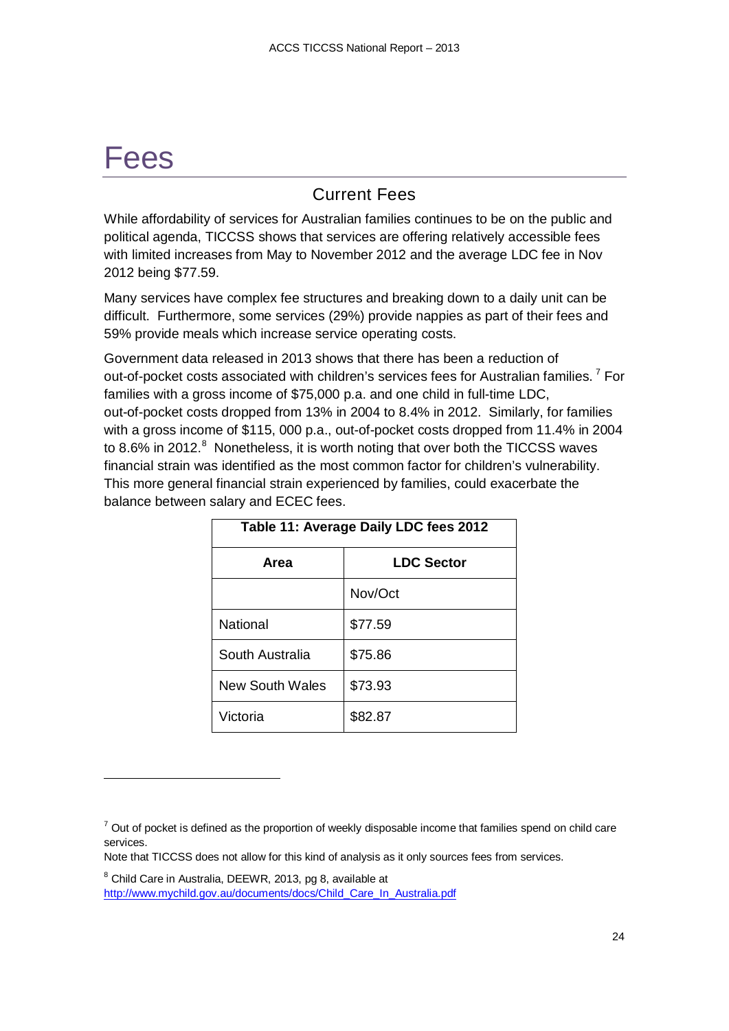# Fees

## Current Fees

While affordability of services for Australian families continues to be on the public and political agenda, TICCSS shows that services are offering relatively accessible fees with limited increases from May to November 2012 and the average LDC fee in Nov 2012 being $77.59.

Many services have complex fee structures and breaking down to a daily unit can be difficult. Furthermore, some services (29%) provide nappies as part of their fees and 59% provide meals which increase service operating costs.

Government data released in 2013 shows that there has been a reduction of out-of-pocket costs associated with children's services fees for Australian families. [7] For families with a gross income of $75,000 p.a. and one child in full-time LDC, out-of-pocket costs dropped from 13% in 2004 to 8.4% in 2012. Similarly, for families with a gross income of $115, 000 p.a., out-of-pocket costs dropped from 11.4% in 2004 to 8.6% in 2012.[8] Nonetheless, it is worth noting that over both the TICCSS waves financial strain was identified as the most common factor for children's vulnerability. This more general financial strain experienced by families, could exacerbate the balance between salary and ECEC fees.

**Table 11: Average Daily LDC fees 2012**

| Area | LDC Sector |
|---|---|
| | Nov/Oct |
| National | $77.59 |
| South Australia | $75.86 |
| New South Wales | $73.93 |
| Victoria | $82.87 |

---

[7] Out of pocket is defined as the proportion of weekly disposable income that families spend on child care services.
Note that TICCSS does not allow for this kind of analysis as it only sources fees from services.

[8] Child Care in Australia, DEEWR, 2013, pg 8, available at http://www.mychild.gov.au/documents/docs/Child_Care_In_Australia.pdf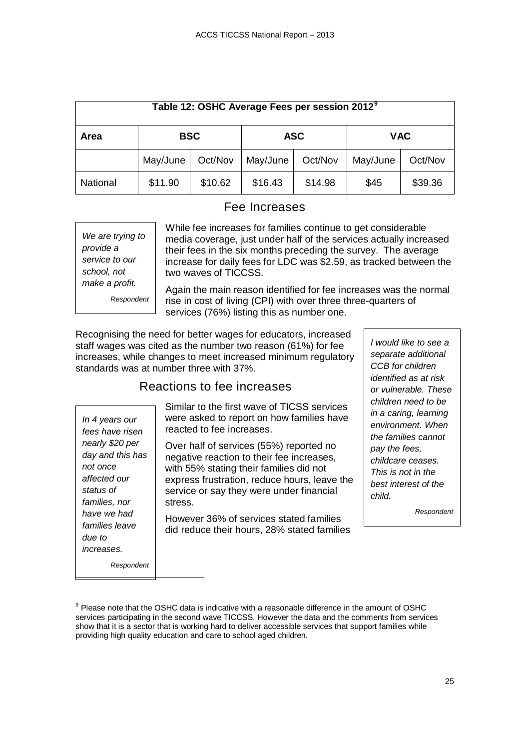| Table 12: OSHC Average Fees per session 2012[9] | | | | | | |
|---|---|---|---|---|---|---|
| Area | BSC | | ASC | | VAC | |
| | May/June | Oct/Nov | May/June | Oct/Nov | May/June | Oct/Nov |
| National | $11.90 | $10.62 | $16.43 | $14.98 | $45 | $39.36 |

## Fee Increases

> *We are trying to provide a service to our school, not make a profit.*
>
> *Respondent*

While fee increases for families continue to get considerable media coverage, just under half of the services actually increased their fees in the six months preceding the survey. The average increase for daily fees for LDC was $2.59, as tracked between the two waves of TICCSS.

Again the main reason identified for fee increases was the normal rise in cost of living (CPI) with over three three-quarters of services (76%) listing this as number one.

Recognising the need for better wages for educators, increased staff wages was cited as the number two reason (61%) for fee increases, while changes to meet increased minimum regulatory standards was at number three with 37%.

> *I would like to see a separate additional CCB for children identified as at risk or vulnerable. These children need to be in a caring, learning environment. When the families cannot pay the fees, childcare ceases. This is not in the best interest of the child.*
>
> *Respondent*

## Reactions to fee increases

> *In 4 years our fees have risen nearly $20 per day and this has not once affected our status of families, nor have we had families leave due to increases.*
>
> *Respondent*

Similar to the first wave of TICSS services were asked to report on how families have reacted to fee increases.

Over half of services (55%) reported no negative reaction to their fee increases, with 55% stating their families did not express frustration, reduce hours, leave the service or say they were under financial stress.

However 36% of services stated families did reduce their hours, 28% stated families

[9] Please note that the OSHC data is indicative with a reasonable difference in the amount of OSHC services participating in the second wave TICCSS. However the data and the comments from services show that it is a sector that is working hard to deliver accessible services that support families while providing high quality education and care to school aged children.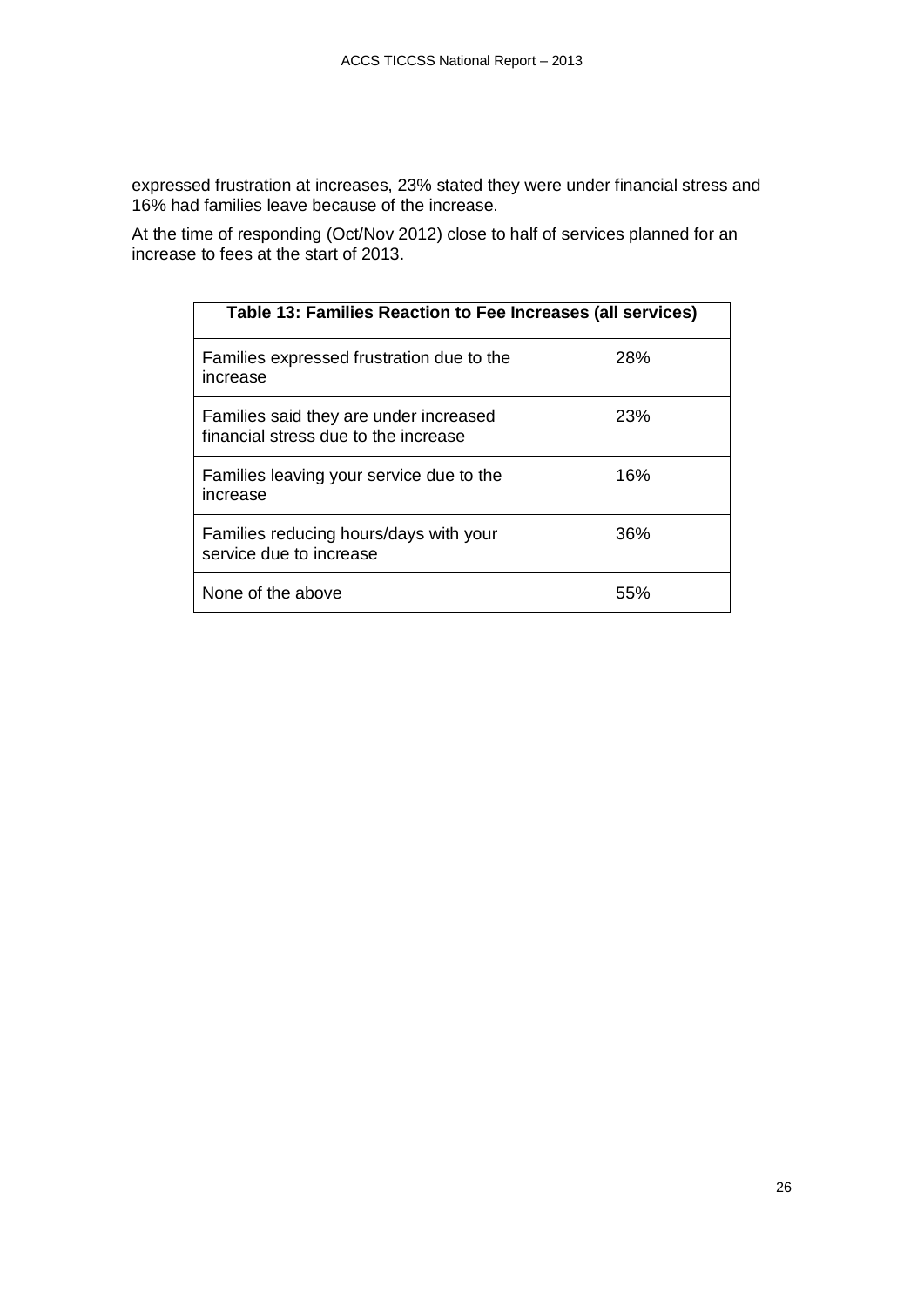expressed frustration at increases, 23% stated they were under financial stress and 16% had families leave because of the increase.

At the time of responding (Oct/Nov 2012) close to half of services planned for an increase to fees at the start of 2013.

| Table 13: Families Reaction to Fee Increases (all services) | |
|---|---|
| Families expressed frustration due to the increase | 28% |
| Families said they are under increased financial stress due to the increase | 23% |
| Families leaving your service due to the increase | 16% |
| Families reducing hours/days with your service due to increase | 36% |
| None of the above | 55% |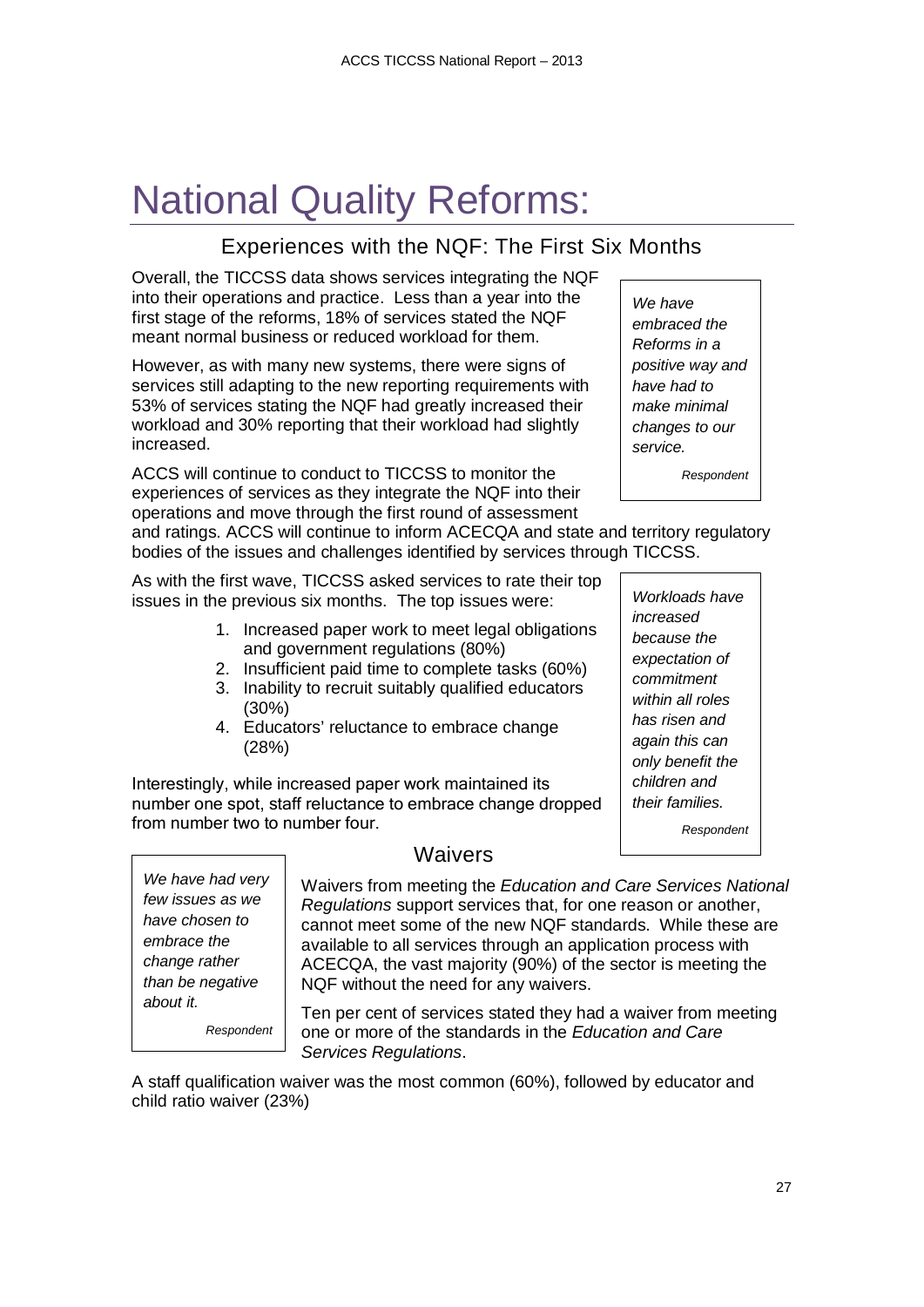# National Quality Reforms:

## Experiences with the NQF: The First Six Months

Overall, the TICCSS data shows services integrating the NQF into their operations and practice. Less than a year into the first stage of the reforms, 18% of services stated the NQF meant normal business or reduced workload for them.

> *We have embraced the Reforms in a positive way and have had to make minimal changes to our service.*
>
> *Respondent*

However, as with many new systems, there were signs of services still adapting to the new reporting requirements with 53% of services stating the NQF had greatly increased their workload and 30% reporting that their workload had slightly increased.

ACCS will continue to conduct to TICCSS to monitor the experiences of services as they integrate the NQF into their operations and move through the first round of assessment and ratings. ACCS will continue to inform ACECQA and state and territory regulatory bodies of the issues and challenges identified by services through TICCSS.

As with the first wave, TICCSS asked services to rate their top issues in the previous six months. The top issues were:

1. Increased paper work to meet legal obligations and government regulations (80%)
2. Insufficient paid time to complete tasks (60%)
3. Inability to recruit suitably qualified educators (30%)
4. Educators' reluctance to embrace change (28%)

> *Workloads have increased because the expectation of commitment within all roles has risen and again this can only benefit the children and their families.*
>
> *Respondent*

Interestingly, while increased paper work maintained its number one spot, staff reluctance to embrace change dropped from number two to number four.

## Waivers

> *We have had very few issues as we have chosen to embrace the change rather than be negative about it.*
>
> *Respondent*

Waivers from meeting the *Education and Care Services National Regulations* support services that, for one reason or another, cannot meet some of the new NQF standards. While these are available to all services through an application process with ACECQA, the vast majority (90%) of the sector is meeting the NQF without the need for any waivers.

Ten per cent of services stated they had a waiver from meeting one or more of the standards in the *Education and Care Services Regulations*.

A staff qualification waiver was the most common (60%), followed by educator and child ratio waiver (23%)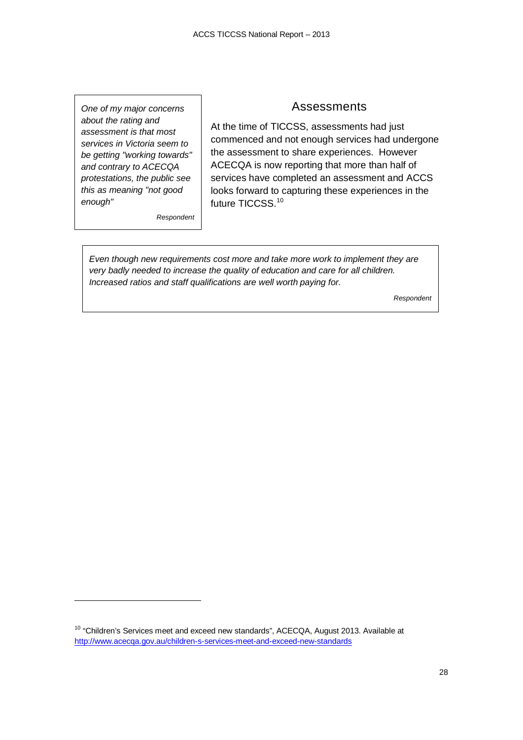> *One of my major concerns about the rating and assessment is that most services in Victoria seem to be getting "working towards" and contrary to ACECQA protestations, the public see this as meaning "not good enough"*
>
> Respondent

## Assessments

At the time of TICCSS, assessments had just commenced and not enough services had undergone the assessment to share experiences. However ACECQA is now reporting that more than half of services have completed an assessment and ACCS looks forward to capturing these experiences in the future TICCSS.[10]

> *Even though new requirements cost more and take more work to implement they are very badly needed to increase the quality of education and care for all children. Increased ratios and staff qualifications are well worth paying for.*
>
> Respondent

---

[10] "Children's Services meet and exceed new standards", ACECQA, August 2013. Available at http://www.acecqa.gov.au/children-s-services-meet-and-exceed-new-standards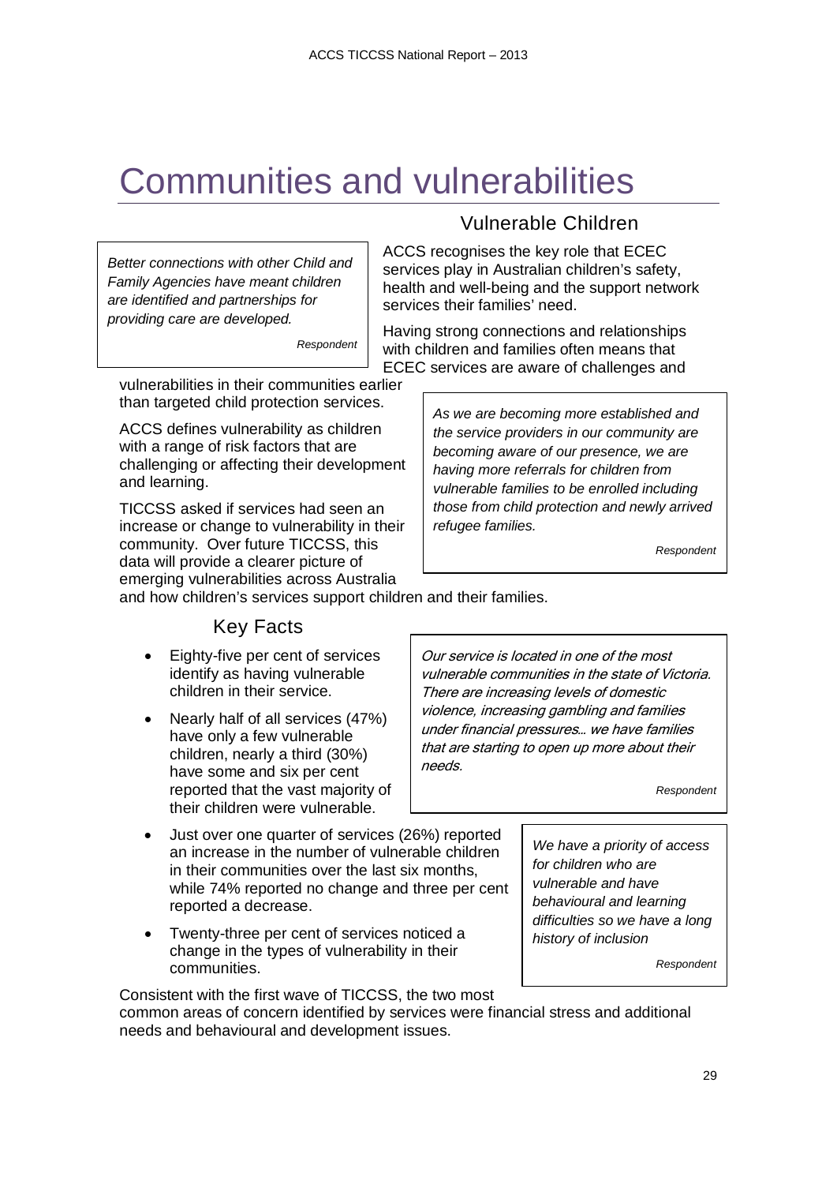# Communities and vulnerabilities

## Vulnerable Children

> *Better connections with other Child and Family Agencies have meant children are identified and partnerships for providing care are developed.*
>
> Respondent

ACCS recognises the key role that ECEC services play in Australian children's safety, health and well-being and the support network services their families' need.

Having strong connections and relationships with children and families often means that ECEC services are aware of challenges and vulnerabilities in their communities earlier than targeted child protection services.

ACCS defines vulnerability as children with a range of risk factors that are challenging or affecting their development and learning.

TICCSS asked if services had seen an increase or change to vulnerability in their community. Over future TICCSS, this data will provide a clearer picture of emerging vulnerabilities across Australia and how children's services support children and their families.

> *As we are becoming more established and the service providers in our community are becoming aware of our presence, we are having more referrals for children from vulnerable families to be enrolled including those from child protection and newly arrived refugee families.*
>
> Respondent

### Key Facts

- Eighty-five per cent of services identify as having vulnerable children in their service.
- Nearly half of all services (47%) have only a few vulnerable children, nearly a third (30%) have some and six per cent reported that the vast majority of their children were vulnerable.
- Just over one quarter of services (26%) reported an increase in the number of vulnerable children in their communities over the last six months, while 74% reported no change and three per cent reported a decrease.
- Twenty-three per cent of services noticed a change in the types of vulnerability in their communities.

> *Our service is located in one of the most vulnerable communities in the state of Victoria. There are increasing levels of domestic violence, increasing gambling and families under financial pressures… we have families that are starting to open up more about their needs.*
>
> Respondent

> *We have a priority of access for children who are vulnerable and have behavioural and learning difficulties so we have a long history of inclusion*
>
> Respondent

Consistent with the first wave of TICCSS, the two most common areas of concern identified by services were financial stress and additional needs and behavioural and development issues.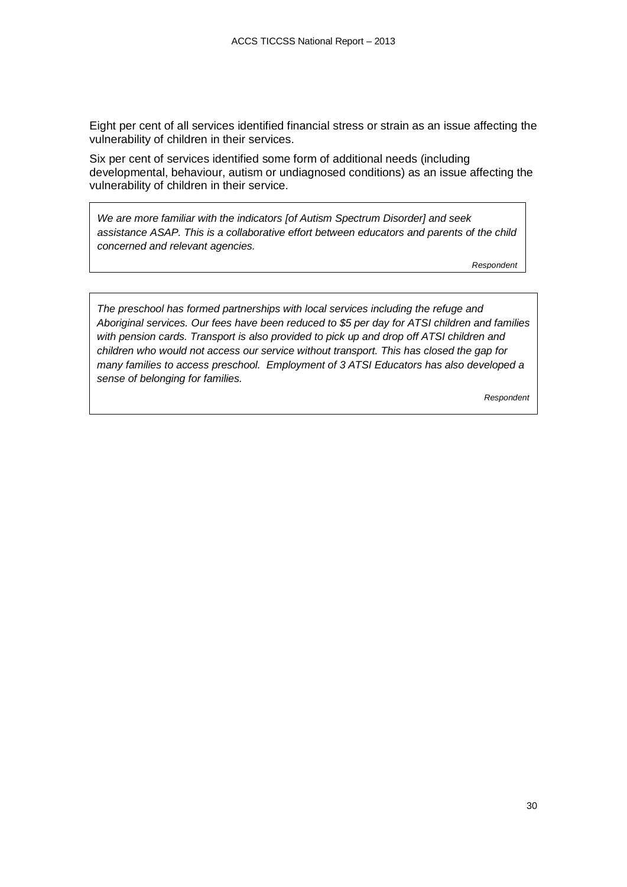Eight per cent of all services identified financial stress or strain as an issue affecting the vulnerability of children in their services.

Six per cent of services identified some form of additional needs (including developmental, behaviour, autism or undiagnosed conditions) as an issue affecting the vulnerability of children in their service.

> *We are more familiar with the indicators [of Autism Spectrum Disorder] and seek assistance ASAP. This is a collaborative effort between educators and parents of the child concerned and relevant agencies.*
>
> *Respondent*

> *The preschool has formed partnerships with local services including the refuge and Aboriginal services. Our fees have been reduced to $5 per day for ATSI children and families with pension cards. Transport is also provided to pick up and drop off ATSI children and children who would not access our service without transport. This has closed the gap for many families to access preschool. Employment of 3 ATSI Educators has also developed a sense of belonging for families.*
>
> *Respondent*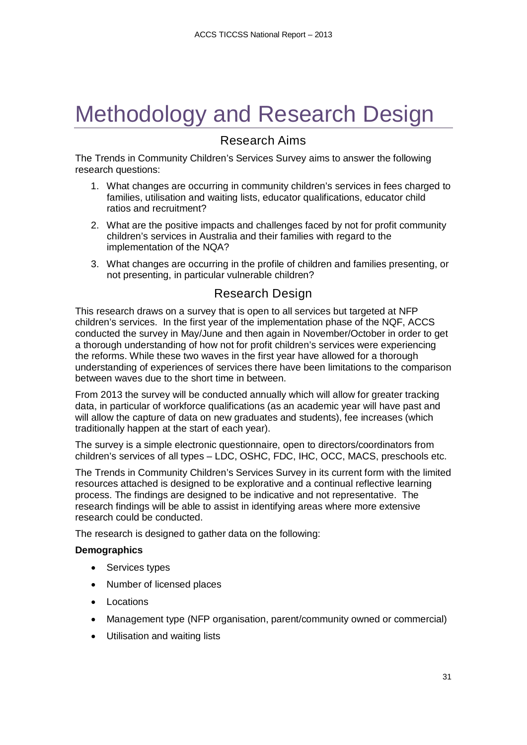# Methodology and Research Design

## Research Aims

The Trends in Community Children's Services Survey aims to answer the following research questions:

1. What changes are occurring in community children's services in fees charged to families, utilisation and waiting lists, educator qualifications, educator child ratios and recruitment?
2. What are the positive impacts and challenges faced by not for profit community children's services in Australia and their families with regard to the implementation of the NQA?
3. What changes are occurring in the profile of children and families presenting, or not presenting, in particular vulnerable children?

## Research Design

This research draws on a survey that is open to all services but targeted at NFP children's services. In the first year of the implementation phase of the NQF, ACCS conducted the survey in May/June and then again in November/October in order to get a thorough understanding of how not for profit children's services were experiencing the reforms. While these two waves in the first year have allowed for a thorough understanding of experiences of services there have been limitations to the comparison between waves due to the short time in between.

From 2013 the survey will be conducted annually which will allow for greater tracking data, in particular of workforce qualifications (as an academic year will have past and will allow the capture of data on new graduates and students), fee increases (which traditionally happen at the start of each year).

The survey is a simple electronic questionnaire, open to directors/coordinators from children's services of all types – LDC, OSHC, FDC, IHC, OCC, MACS, preschools etc.

The Trends in Community Children's Services Survey in its current form with the limited resources attached is designed to be explorative and a continual reflective learning process. The findings are designed to be indicative and not representative. The research findings will be able to assist in identifying areas where more extensive research could be conducted.

The research is designed to gather data on the following:

**Demographics**

- Services types
- Number of licensed places
- Locations
- Management type (NFP organisation, parent/community owned or commercial)
- Utilisation and waiting lists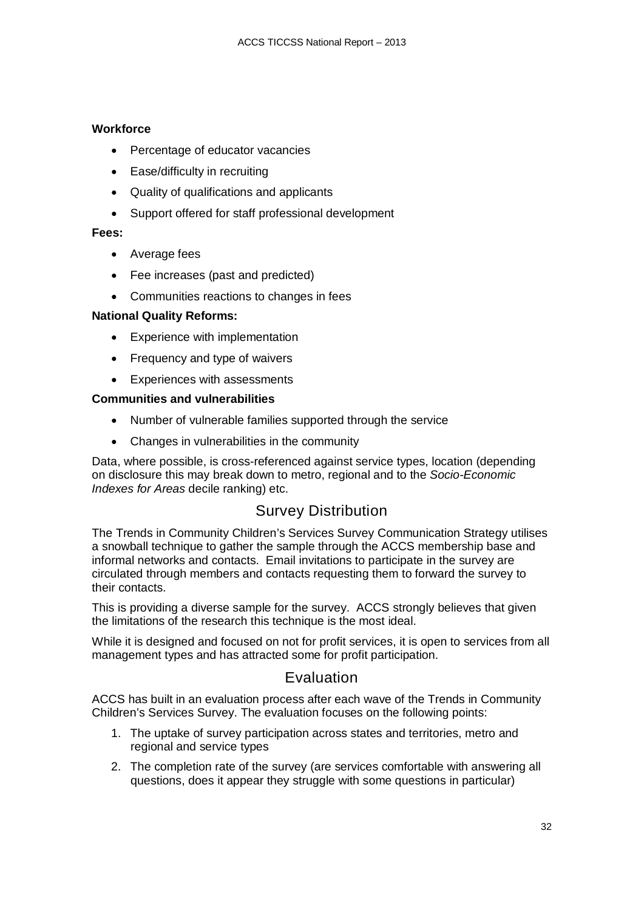**Workforce**

- Percentage of educator vacancies
- Ease/difficulty in recruiting
- Quality of qualifications and applicants
- Support offered for staff professional development

**Fees:**

- Average fees
- Fee increases (past and predicted)
- Communities reactions to changes in fees

**National Quality Reforms:**

- Experience with implementation
- Frequency and type of waivers
- Experiences with assessments

**Communities and vulnerabilities**

- Number of vulnerable families supported through the service
- Changes in vulnerabilities in the community

Data, where possible, is cross-referenced against service types, location (depending on disclosure this may break down to metro, regional and to the *Socio-Economic Indexes for Areas* decile ranking) etc.

## Survey Distribution

The Trends in Community Children's Services Survey Communication Strategy utilises a snowball technique to gather the sample through the ACCS membership base and informal networks and contacts. Email invitations to participate in the survey are circulated through members and contacts requesting them to forward the survey to their contacts.

This is providing a diverse sample for the survey. ACCS strongly believes that given the limitations of the research this technique is the most ideal.

While it is designed and focused on not for profit services, it is open to services from all management types and has attracted some for profit participation.

## Evaluation

ACCS has built in an evaluation process after each wave of the Trends in Community Children's Services Survey. The evaluation focuses on the following points:

1. The uptake of survey participation across states and territories, metro and regional and service types
2. The completion rate of the survey (are services comfortable with answering all questions, does it appear they struggle with some questions in particular)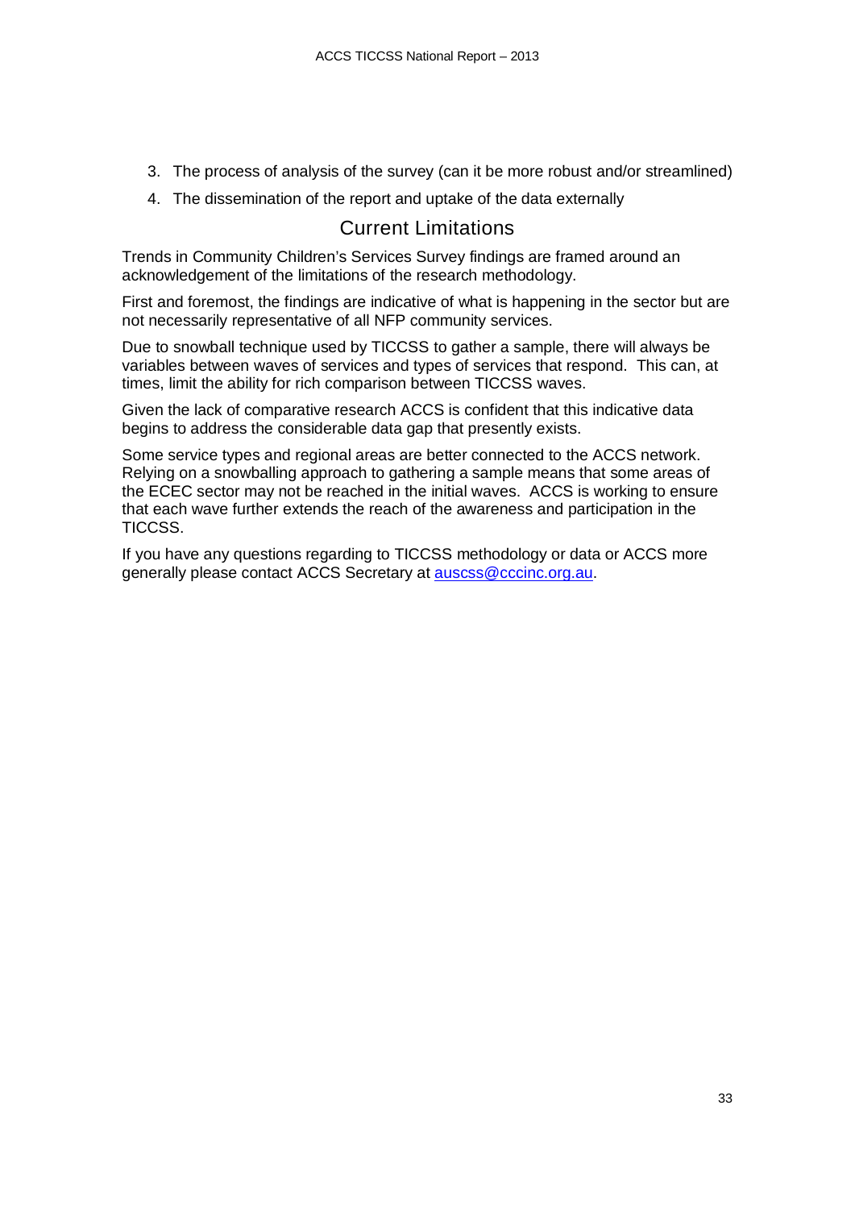3. The process of analysis of the survey (can it be more robust and/or streamlined)
4. The dissemination of the report and uptake of the data externally

## Current Limitations

Trends in Community Children's Services Survey findings are framed around an acknowledgement of the limitations of the research methodology.

First and foremost, the findings are indicative of what is happening in the sector but are not necessarily representative of all NFP community services.

Due to snowball technique used by TICCSS to gather a sample, there will always be variables between waves of services and types of services that respond. This can, at times, limit the ability for rich comparison between TICCSS waves.

Given the lack of comparative research ACCS is confident that this indicative data begins to address the considerable data gap that presently exists.

Some service types and regional areas are better connected to the ACCS network. Relying on a snowballing approach to gathering a sample means that some areas of the ECEC sector may not be reached in the initial waves. ACCS is working to ensure that each wave further extends the reach of the awareness and participation in the TICCSS.

If you have any questions regarding to TICCSS methodology or data or ACCS more generally please contact ACCS Secretary at auscss@cccinc.org.au.